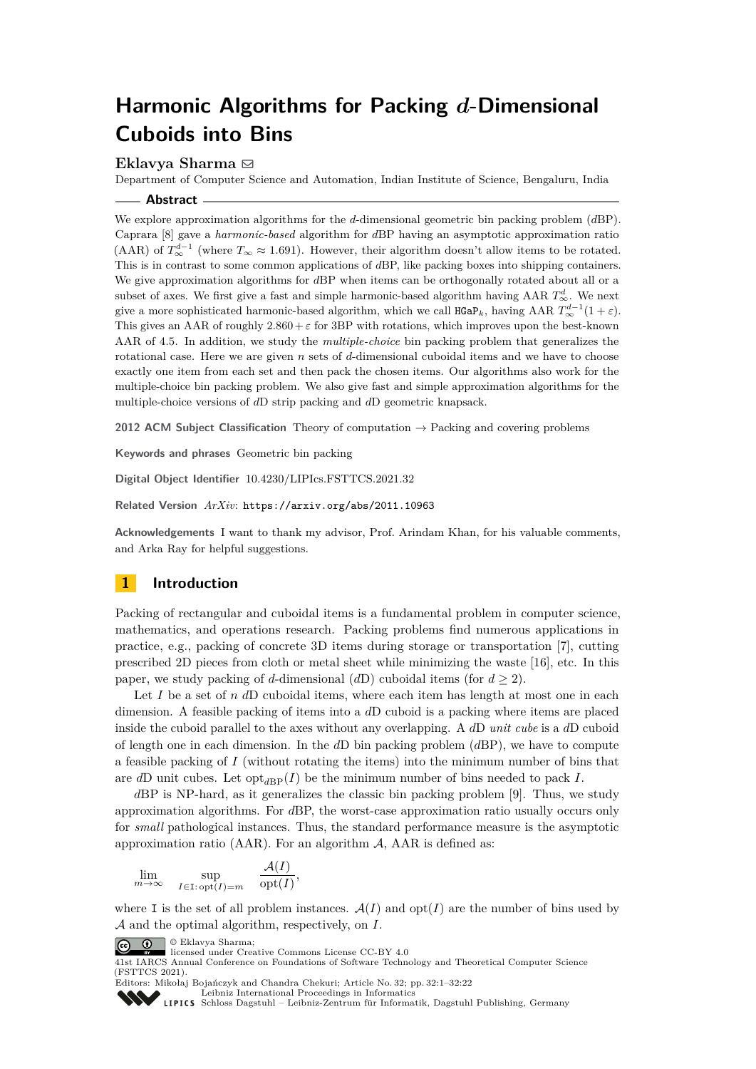# Harmonic Algorithms for Packing $d$-Dimensional Cuboids into Bins

**Eklavya Sharma** ✉

Department of Computer Science and Automation, Indian Institute of Science, Bengaluru, India

## Abstract

We explore approximation algorithms for the $d$-dimensional geometric bin packing problem ($d$BP). Caprara [8] gave a *harmonic-based* algorithm for $d$BP having an asymptotic approximation ratio (AAR) of $T_\infty^{d-1}$ (where $T_\infty \approx 1.691$). However, their algorithm doesn't allow items to be rotated. This is in contrast to some common applications of $d$BP, like packing boxes into shipping containers. We give approximation algorithms for $d$BP when items can be orthogonally rotated about all or a subset of axes. We first give a fast and simple harmonic-based algorithm having AAR $T_\infty^d$. We next give a more sophisticated harmonic-based algorithm, which we call $\texttt{HGaP}_k$, having AAR $T_\infty^{d-1}(1+\varepsilon)$. This gives an AAR of roughly $2.860 + \varepsilon$ for 3BP with rotations, which improves upon the best-known AAR of 4.5. In addition, we study the *multiple-choice* bin packing problem that generalizes the rotational case. Here we are given $n$ sets of $d$-dimensional cuboidal items and we have to choose exactly one item from each set and then pack the chosen items. Our algorithms also work for the multiple-choice bin packing problem. We also give fast and simple approximation algorithms for the multiple-choice versions of $d$D strip packing and $d$D geometric knapsack.

**2012 ACM Subject Classification** Theory of computation → Packing and covering problems

**Keywords and phrases** Geometric bin packing

**Digital Object Identifier** 10.4230/LIPIcs.FSTTCS.2021.32

**Related Version** *ArXiv*: https://arxiv.org/abs/2011.10963

**Acknowledgements** I want to thank my advisor, Prof. Arindam Khan, for his valuable comments, and Arka Ray for helpful suggestions.

## 1 Introduction

Packing of rectangular and cuboidal items is a fundamental problem in computer science, mathematics, and operations research. Packing problems find numerous applications in practice, e.g., packing of concrete 3D items during storage or transportation [7], cutting prescribed 2D pieces from cloth or metal sheet while minimizing the waste [16], etc. In this paper, we study packing of $d$-dimensional ($d$D) cuboidal items (for $d \ge 2$).

Let $I$ be a set of $n$ $d$D cuboidal items, where each item has length at most one in each dimension. A feasible packing of items into a $d$D cuboid is a packing where items are placed inside the cuboid parallel to the axes without any overlapping. A $d$D *unit cube* is a $d$D cuboid of length one in each dimension. In the $d$D bin packing problem ($d$BP), we have to compute a feasible packing of $I$ (without rotating the items) into the minimum number of bins that are $d$D unit cubes. Let $\operatorname{opt}_{d\text{BP}}(I)$ be the minimum number of bins needed to pack $I$.

$d$BP is NP-hard, as it generalizes the classic bin packing problem [9]. Thus, we study approximation algorithms. For $d$BP, the worst-case approximation ratio usually occurs only for *small* pathological instances. Thus, the standard performance measure is the asymptotic approximation ratio (AAR). For an algorithm $\mathcal{A}$, AAR is defined as:

$$\lim_{m\to\infty} \sup_{I\in\mathtt{I}\colon \operatorname{opt}(I)=m} \frac{\mathcal{A}(I)}{\operatorname{opt}(I)},$$

where $\mathtt{I}$ is the set of all problem instances. $\mathcal{A}(I)$ and $\operatorname{opt}(I)$ are the number of bins used by $\mathcal{A}$ and the optimal algorithm, respectively, on $I$.

© Eklavya Sharma;
licensed under Creative Commons License CC-BY 4.0
41st IARCS Annual Conference on Foundations of Software Technology and Theoretical Computer Science (FSTTCS 2021).
Editors: Mikołaj Bojańczyk and Chandra Chekuri; Article No. 32; pp. 32:1–32:22
Leibniz International Proceedings in Informatics
Schloss Dagstuhl – Leibniz-Zentrum für Informatik, Dagstuhl Publishing, Germany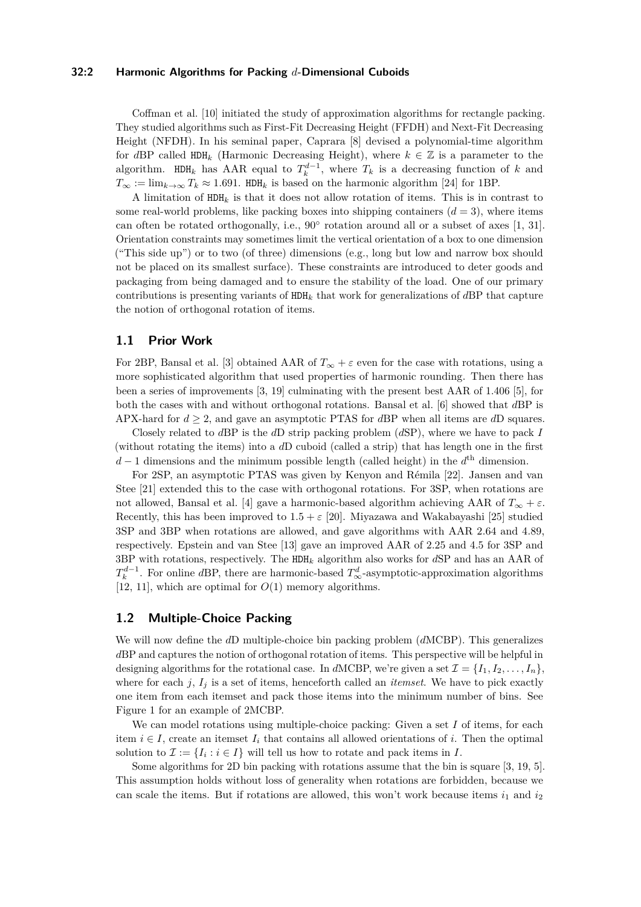Coffman et al. [10] initiated the study of approximation algorithms for rectangle packing. They studied algorithms such as First-Fit Decreasing Height (FFDH) and Next-Fit Decreasing Height (NFDH). In his seminal paper, Caprara [8] devised a polynomial-time algorithm for $d$BP called $\mathtt{HDH}_k$ (Harmonic Decreasing Height), where $k \in \mathbb{Z}$ is a parameter to the algorithm. $\mathtt{HDH}_k$ has AAR equal to $T_k^{d-1}$, where $T_k$ is a decreasing function of $k$ and $T_\infty := \lim_{k\to\infty} T_k \approx 1.691$. $\mathtt{HDH}_k$ is based on the harmonic algorithm [24] for 1BP.

A limitation of $\mathtt{HDH}_k$ is that it does not allow rotation of items. This is in contrast to some real-world problems, like packing boxes into shipping containers ($d = 3$), where items can often be rotated orthogonally, i.e., 90° rotation around all or a subset of axes [1, 31]. Orientation constraints may sometimes limit the vertical orientation of a box to one dimension ("This side up") or to two (of three) dimensions (e.g., long but low and narrow box should not be placed on its smallest surface). These constraints are introduced to deter goods and packaging from being damaged and to ensure the stability of the load. One of our primary contributions is presenting variants of $\mathtt{HDH}_k$ that work for generalizations of $d$BP that capture the notion of orthogonal rotation of items.

## 1.1 Prior Work

For 2BP, Bansal et al. [3] obtained AAR of $T_\infty + \varepsilon$ even for the case with rotations, using a more sophisticated algorithm that used properties of harmonic rounding. Then there has been a series of improvements [3, 19] culminating with the present best AAR of 1.406 [5], for both the cases with and without orthogonal rotations. Bansal et al. [6] showed that $d$BP is APX-hard for $d \geq 2$, and gave an asymptotic PTAS for $d$BP when all items are $d$D squares.

Closely related to $d$BP is the $d$D strip packing problem ($d$SP), where we have to pack $I$ (without rotating the items) into a $d$D cuboid (called a strip) that has length one in the first $d-1$ dimensions and the minimum possible length (called height) in the $d^{\text{th}}$ dimension.

For 2SP, an asymptotic PTAS was given by Kenyon and Rémila [22]. Jansen and van Stee [21] extended this to the case with orthogonal rotations. For 3SP, when rotations are not allowed, Bansal et al. [4] gave a harmonic-based algorithm achieving AAR of $T_\infty + \varepsilon$. Recently, this has been improved to $1.5 + \varepsilon$ [20]. Miyazawa and Wakabayashi [25] studied 3SP and 3BP when rotations are allowed, and gave algorithms with AAR 2.64 and 4.89, respectively. Epstein and van Stee [13] gave an improved AAR of 2.25 and 4.5 for 3SP and 3BP with rotations, respectively. The $\mathtt{HDH}_k$ algorithm also works for $d$SP and has an AAR of $T_k^{d-1}$. For online $d$BP, there are harmonic-based $T_\infty^d$-asymptotic-approximation algorithms [12, 11], which are optimal for $O(1)$ memory algorithms.

## 1.2 Multiple-Choice Packing

We will now define the $d$D multiple-choice bin packing problem ($d$MCBP). This generalizes $d$BP and captures the notion of orthogonal rotation of items. This perspective will be helpful in designing algorithms for the rotational case. In $d$MCBP, we're given a set $\mathcal{I} = \{I_1, I_2, \ldots, I_n\}$, where for each $j$, $I_j$ is a set of items, henceforth called an *itemset*. We have to pick exactly one item from each itemset and pack those items into the minimum number of bins. See Figure 1 for an example of 2MCBP.

We can model rotations using multiple-choice packing: Given a set $I$ of items, for each item $i \in I$, create an itemset $I_i$ that contains all allowed orientations of $i$. Then the optimal solution to $\mathcal{I} := \{I_i : i \in I\}$ will tell us how to rotate and pack items in $I$.

Some algorithms for 2D bin packing with rotations assume that the bin is square [3, 19, 5]. This assumption holds without loss of generality when rotations are forbidden, because we can scale the items. But if rotations are allowed, this won't work because items $i_1$ and $i_2$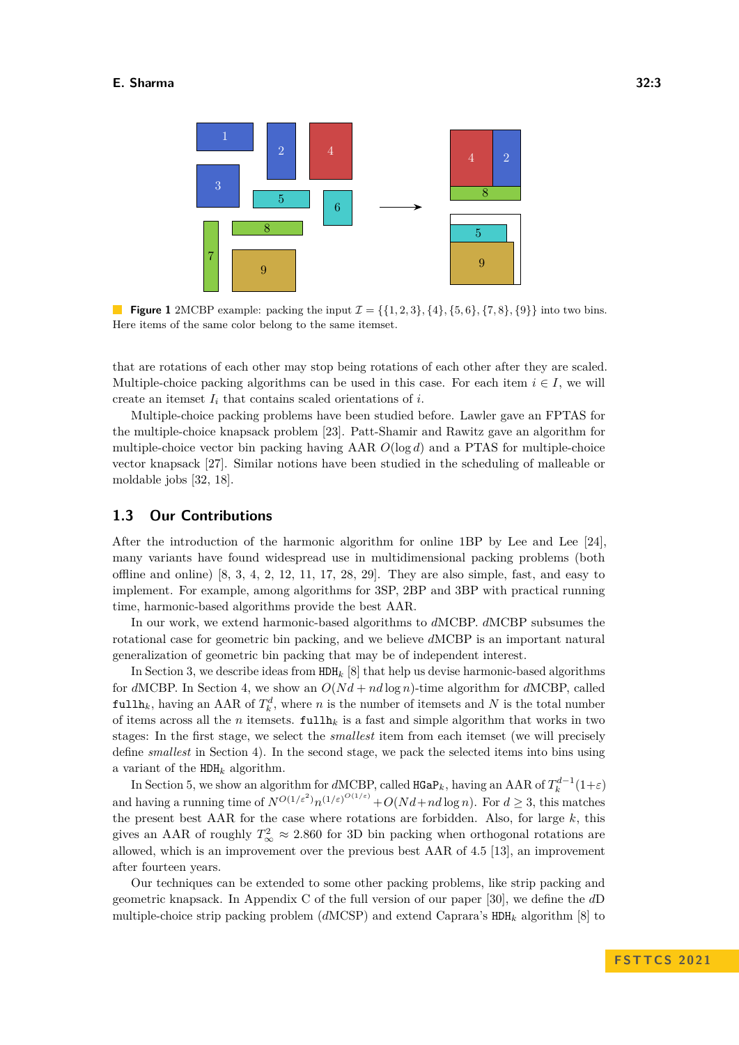**Figure 1** 2MCBP example: packing the input $\mathcal{I} = \{\{1, 2, 3\}, \{4\}, \{5, 6\}, \{7, 8\}, \{9\}\}$ into two bins. Here items of the same color belong to the same itemset.

that are rotations of each other may stop being rotations of each other after they are scaled. Multiple-choice packing algorithms can be used in this case. For each item $i \in I$, we will create an itemset $I_i$ that contains scaled orientations of $i$.

Multiple-choice packing problems have been studied before. Lawler gave an FPTAS for the multiple-choice knapsack problem [23]. Patt-Shamir and Rawitz gave an algorithm for multiple-choice vector bin packing having AAR $O(\log d)$ and a PTAS for multiple-choice vector knapsack [27]. Similar notions have been studied in the scheduling of malleable or moldable jobs [32, 18].

## 1.3 Our Contributions

After the introduction of the harmonic algorithm for online 1BP by Lee and Lee [24], many variants have found widespread use in multidimensional packing problems (both offline and online) [8, 3, 4, 2, 12, 11, 17, 28, 29]. They are also simple, fast, and easy to implement. For example, among algorithms for 3SP, 2BP and 3BP with practical running time, harmonic-based algorithms provide the best AAR.

In our work, we extend harmonic-based algorithms to $d$MCBP. $d$MCBP subsumes the rotational case for geometric bin packing, and we believe $d$MCBP is an important natural generalization of geometric bin packing that may be of independent interest.

In Section 3, we describe ideas from $\texttt{HDH}_k$ [8] that help us devise harmonic-based algorithms for $d$MCBP. In Section 4, we show an $O(Nd + nd \log n)$-time algorithm for $d$MCBP, called $\texttt{fullh}_k$, having an AAR of $T_k^d$, where $n$ is the number of itemsets and $N$ is the total number of items across all the $n$ itemsets. $\texttt{fullh}_k$ is a fast and simple algorithm that works in two stages: In the first stage, we select the *smallest* item from each itemset (we will precisely define *smallest* in Section 4). In the second stage, we pack the selected items into bins using a variant of the $\texttt{HDH}_k$ algorithm.

In Section 5, we show an algorithm for $d$MCBP, called $\texttt{HGaP}_k$, having an AAR of $T_k^{d-1}(1+\varepsilon)$ and having a running time of $N^{O(1/\varepsilon^2)} n^{(1/\varepsilon)^{O(1/\varepsilon)}} + O(Nd + nd \log n)$. For $d \geq 3$, this matches the present best AAR for the case where rotations are forbidden. Also, for large $k$, this gives an AAR of roughly $T_\infty^2 \approx 2.860$ for 3D bin packing when orthogonal rotations are allowed, which is an improvement over the previous best AAR of 4.5 [13], an improvement after fourteen years.

Our techniques can be extended to some other packing problems, like strip packing and geometric knapsack. In Appendix C of the full version of our paper [30], we define the $d$D multiple-choice strip packing problem ($d$MCSP) and extend Caprara's $\texttt{HDH}_k$ algorithm [8] to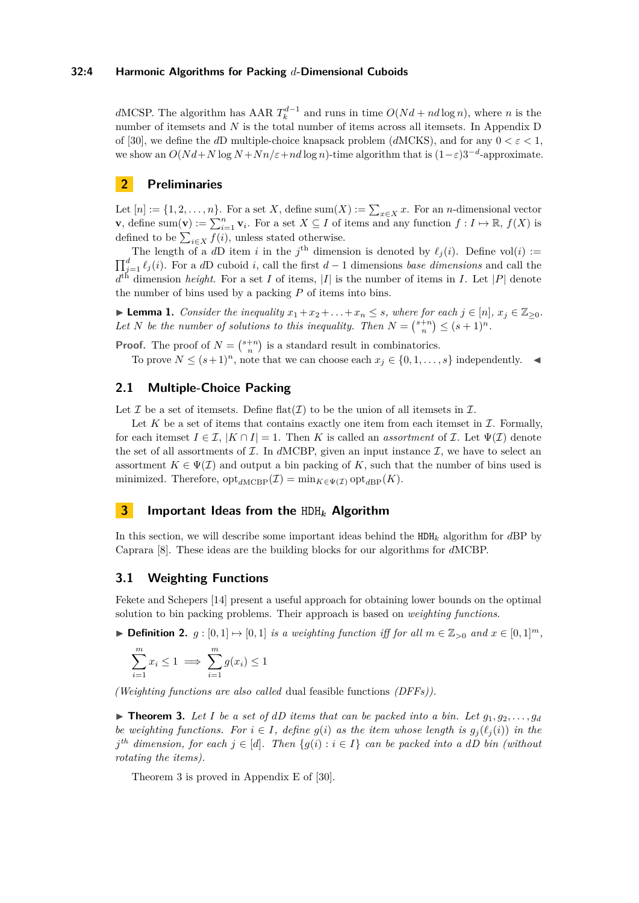$d$MCSP. The algorithm has AAR $T_k^{d-1}$ and runs in time $O(Nd + nd \log n)$, where $n$ is the number of itemsets and $N$ is the total number of items across all itemsets. In Appendix D of [30], we define the $d$D multiple-choice knapsack problem ($d$MCKS), and for any $0 < \varepsilon < 1$, we show an $O(Nd + N \log N + Nn/\varepsilon + nd \log n)$-time algorithm that is $(1-\varepsilon)3^{-d}$-approximate.

## 2 Preliminaries

Let $[n] := \{1, 2, \ldots, n\}$. For a set $X$, define $\operatorname{sum}(X) := \sum_{x \in X} x$. For an $n$-dimensional vector $\mathbf{v}$, define $\operatorname{sum}(\mathbf{v}) := \sum_{i=1}^{n} \mathbf{v}_i$. For a set $X \subseteq I$ of items and any function $f : I \mapsto \mathbb{R}$, $f(X)$ is defined to be $\sum_{i \in X} f(i)$, unless stated otherwise.

The length of a $d$D item $i$ in the $j^{\text{th}}$ dimension is denoted by $\ell_j(i)$. Define $\operatorname{vol}(i) := \prod_{j=1}^{d} \ell_j(i)$. For a $d$D cuboid $i$, call the first $d-1$ dimensions *base dimensions* and call the $d^{\text{th}}$ dimension *height*. For a set $I$ of items, $|I|$ is the number of items in $I$. Let $|P|$ denote the number of bins used by a packing $P$ of items into bins.

▶ **Lemma 1.** *Consider the inequality $x_1 + x_2 + \ldots + x_n \le s$, where for each $j \in [n]$, $x_j \in \mathbb{Z}_{\ge 0}$. Let $N$ be the number of solutions to this inequality. Then $N = \binom{s+n}{n} \le (s+1)^n$.*

**Proof.** The proof of $N = \binom{s+n}{n}$ is a standard result in combinatorics.

To prove $N \le (s+1)^n$, note that we can choose each $x_j \in \{0, 1, \ldots, s\}$ independently. ◀

### 2.1 Multiple-Choice Packing

Let $\mathcal{I}$ be a set of itemsets. Define $\operatorname{flat}(\mathcal{I})$ to be the union of all itemsets in $\mathcal{I}$.

Let $K$ be a set of items that contains exactly one item from each itemset in $\mathcal{I}$. Formally, for each itemset $I \in \mathcal{I}$, $|K \cap I| = 1$. Then $K$ is called an *assortment* of $\mathcal{I}$. Let $\Psi(\mathcal{I})$ denote the set of all assortments of $\mathcal{I}$. In $d$MCBP, given an input instance $\mathcal{I}$, we have to select an assortment $K \in \Psi(\mathcal{I})$ and output a bin packing of $K$, such that the number of bins used is minimized. Therefore, $\operatorname{opt}_{d\text{MCBP}}(\mathcal{I}) = \min_{K \in \Psi(\mathcal{I})} \operatorname{opt}_{d\text{BP}}(K)$.

## 3 Important Ideas from the $\mathtt{HDH}_k$ Algorithm

In this section, we will describe some important ideas behind the $\mathtt{HDH}_k$ algorithm for $d$BP by Caprara [8]. These ideas are the building blocks for our algorithms for $d$MCBP.

### 3.1 Weighting Functions

Fekete and Schepers [14] present a useful approach for obtaining lower bounds on the optimal solution to bin packing problems. Their approach is based on *weighting functions*.

▶ **Definition 2.** *$g : [0,1] \mapsto [0,1]$ is a weighting function iff for all $m \in \mathbb{Z}_{>0}$ and $x \in [0,1]^m$,*

$$\sum_{i=1}^{m} x_i \le 1 \implies \sum_{i=1}^{m} g(x_i) \le 1$$

*(Weighting functions are also called* dual feasible functions *(DFFs)).*

▶ **Theorem 3.** *Let $I$ be a set of $d$D items that can be packed into a bin. Let $g_1, g_2, \ldots, g_d$ be weighting functions. For $i \in I$, define $g(i)$ as the item whose length is $g_j(\ell_j(i))$ in the $j^{th}$ dimension, for each $j \in [d]$. Then $\{g(i) : i \in I\}$ can be packed into a $d$D bin (without rotating the items).*

Theorem 3 is proved in Appendix E of [30].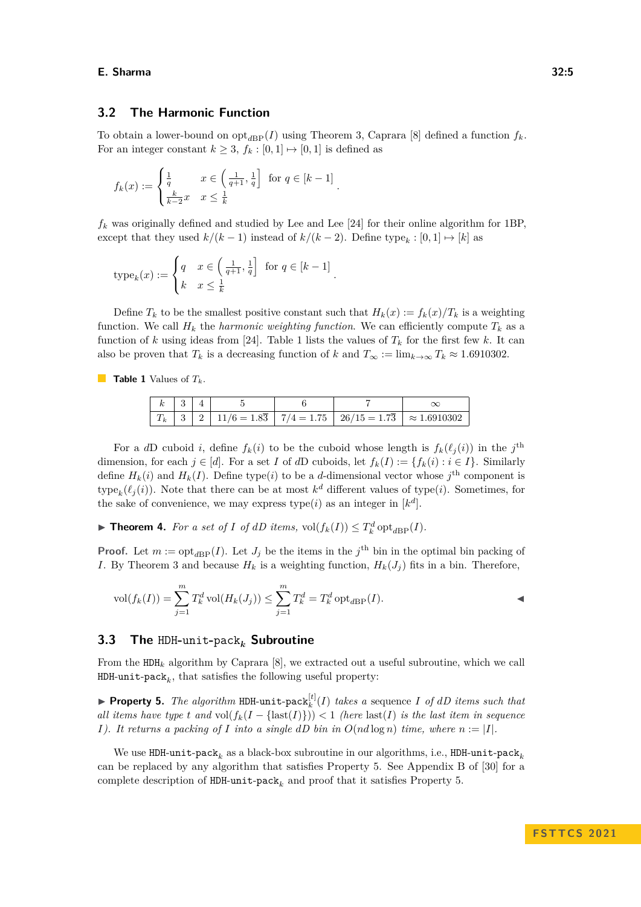## 3.2 The Harmonic Function

To obtain a lower-bound on $\operatorname{opt}_{d\mathrm{BP}}(I)$ using Theorem 3, Caprara [8] defined a function $f_k$. For an integer constant $k \geq 3$, $f_k : [0, 1] \mapsto [0, 1]$ is defined as

$$f_k(x) := \begin{cases} \frac{1}{q} & x \in \left(\frac{1}{q+1}, \frac{1}{q}\right] \quad \text{for } q \in [k-1] \\ \frac{k}{k-2}x & x \leq \frac{1}{k} \end{cases}.$$

$f_k$ was originally defined and studied by Lee and Lee [24] for their online algorithm for 1BP, except that they used $k/(k-1)$ instead of $k/(k-2)$. Define $\operatorname{type}_k : [0, 1] \mapsto [k]$ as

$$\operatorname{type}_k(x) := \begin{cases} q & x \in \left(\frac{1}{q+1}, \frac{1}{q}\right] \quad \text{for } q \in [k-1] \\ k & x \leq \frac{1}{k} \end{cases}.$$

Define $T_k$ to be the smallest positive constant such that $H_k(x) := f_k(x)/T_k$ is a weighting function. We call $H_k$ the *harmonic weighting function*. We can efficiently compute $T_k$ as a function of $k$ using ideas from [24]. Table 1 lists the values of $T_k$ for the first few $k$. It can also be proven that $T_k$ is a decreasing function of $k$ and $T_\infty := \lim_{k\to\infty} T_k \approx 1.6910302$.

**Table 1** Values of $T_k$.

| $k$ | 3 | 4 | 5 | 6 | 7 | $\infty$ |
|---|---|---|---|---|---|---|
| $T_k$ | 3 | 2 | $11/6 = 1.8\overline{3}$ | $7/4 = 1.75$ | $26/15 = 1.7\overline{3}$ | $\approx 1.6910302$ |

For a $d$D cuboid $i$, define $f_k(i)$ to be the cuboid whose length is $f_k(\ell_j(i))$ in the $j^{\text{th}}$ dimension, for each $j \in [d]$. For a set $I$ of $d$D cuboids, let $f_k(I) := \{f_k(i) : i \in I\}$. Similarly define $H_k(i)$ and $H_k(I)$. Define $\operatorname{type}(i)$ to be a $d$-dimensional vector whose $j^{\text{th}}$ component is $\operatorname{type}_k(\ell_j(i))$. Note that there can be at most $k^d$ different values of $\operatorname{type}(i)$. Sometimes, for the sake of convenience, we may express $\operatorname{type}(i)$ as an integer in $[k^d]$.

▶ **Theorem 4.** *For a set of $I$ of $d$D items,* $\operatorname{vol}(f_k(I)) \leq T_k^d \operatorname{opt}_{d\mathrm{BP}}(I)$.

**Proof.** Let $m := \operatorname{opt}_{d\mathrm{BP}}(I)$. Let $J_j$ be the items in the $j^{\text{th}}$ bin in the optimal bin packing of $I$. By Theorem 3 and because $H_k$ is a weighting function, $H_k(J_j)$ fits in a bin. Therefore,

$$\operatorname{vol}(f_k(I)) = \sum_{j=1}^{m} T_k^d \operatorname{vol}(H_k(J_j)) \leq \sum_{j=1}^{m} T_k^d = T_k^d \operatorname{opt}_{d\mathrm{BP}}(I).$$ ◀

## 3.3 The `HDH-unit-pack`$_k$ Subroutine

From the $\mathtt{HDH}_k$ algorithm by Caprara [8], we extracted out a useful subroutine, which we call `HDH-unit-pack`$_k$, that satisfies the following useful property:

▶ **Property 5.** *The algorithm* `HDH-unit-pack`$_k^{[t]}(I)$ *takes a* sequence *$I$ of $d$D items such that all items have type $t$ and $\operatorname{vol}(f_k(I - \{\operatorname{last}(I)\})) < 1$ (here $\operatorname{last}(I)$ is the last item in sequence $I$). It returns a packing of $I$ into a single $d$D bin in $O(nd \log n)$ time, where $n := |I|$.*

We use `HDH-unit-pack`$_k$ as a black-box subroutine in our algorithms, i.e., `HDH-unit-pack`$_k$ can be replaced by any algorithm that satisfies Property 5. See Appendix B of [30] for a complete description of `HDH-unit-pack`$_k$ and proof that it satisfies Property 5.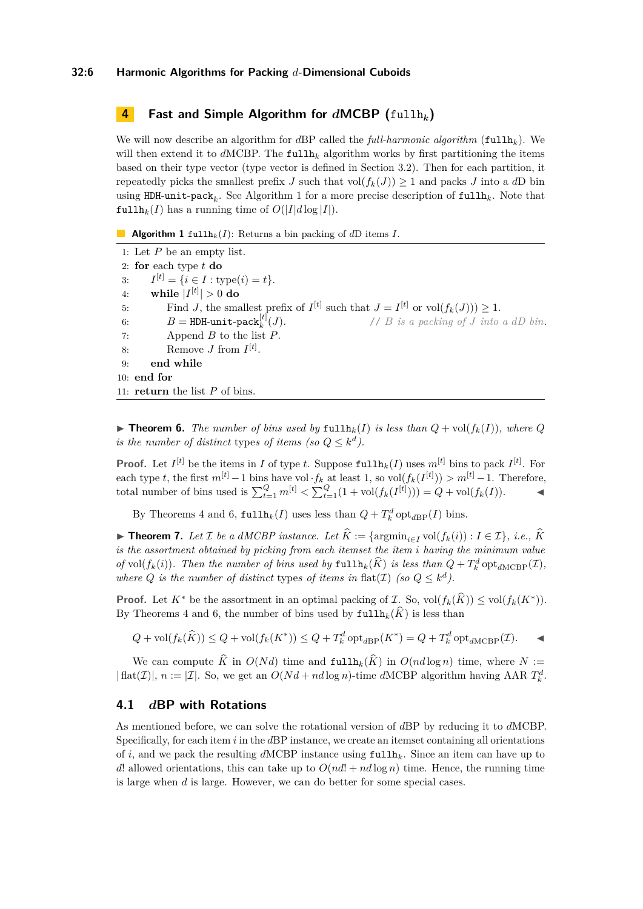## 4 Fast and Simple Algorithm for $d$MCBP ($\texttt{fullh}_k$)

We will now describe an algorithm for $d$BP called the *full-harmonic algorithm* ($\texttt{fullh}_k$). We will then extend it to $d$MCBP. The $\texttt{fullh}_k$ algorithm works by first partitioning the items based on their type vector (type vector is defined in Section 3.2). Then for each partition, it repeatedly picks the smallest prefix $J$ such that $\text{vol}(f_k(J)) \geq 1$ and packs $J$ into a $d$D bin using $\texttt{HDH-unit-pack}_k$. See Algorithm 1 for a more precise description of $\texttt{fullh}_k$. Note that $\texttt{fullh}_k(I)$ has a running time of $O(|I| d \log |I|)$.

**Algorithm 1** $\texttt{fullh}_k(I)$: Returns a bin packing of $d$D items $I$.

```
1:  Let P be an empty list.
2:  for each type t do
3:      I^[t] = {i ∈ I : type(i) = t}.
4:      while |I^[t]| > 0 do
5:          Find J, the smallest prefix of I^[t] such that J = I^[t] or vol(f_k(J)) ≥ 1.
6:          B = HDH-unit-pack_k^[t](J).          // B is a packing of J into a dD bin.
7:          Append B to the list P.
8:          Remove J from I^[t].
9:      end while
10: end for
11: return the list P of bins.
```

▶ **Theorem 6.** *The number of bins used by $\texttt{fullh}_k(I)$ is less than $Q + \text{vol}(f_k(I))$, where $Q$ is the number of distinct* types *of items (so $Q \leq k^d$).*

**Proof.** Let $I^{[t]}$ be the items in $I$ of type $t$. Suppose $\texttt{fullh}_k(I)$ uses $m^{[t]}$ bins to pack $I^{[t]}$. For each type $t$, the first $m^{[t]} - 1$ bins have $\text{vol} \cdot f_k$ at least 1, so $\text{vol}(f_k(I^{[t]})) > m^{[t]} - 1$. Therefore, total number of bins used is $\sum_{t=1}^{Q} m^{[t]} < \sum_{t=1}^{Q} (1 + \text{vol}(f_k(I^{[t]}))) = Q + \text{vol}(f_k(I))$. ◀

By Theorems 4 and 6, $\texttt{fullh}_k(I)$ uses less than $Q + T_k^d \text{opt}_{d\text{BP}}(I)$ bins.

▶ **Theorem 7.** *Let $\mathcal{I}$ be a $d$MCBP instance. Let $\widehat{K} := \{\text{argmin}_{i \in I} \text{vol}(f_k(i)) : I \in \mathcal{I}\}$, i.e., $\widehat{K}$ is the assortment obtained by picking from each itemset the item $i$ having the minimum value of $\text{vol}(f_k(i))$. Then the number of bins used by $\texttt{fullh}_k(\widehat{K})$ is less than $Q + T_k^d \text{opt}_{d\text{MCBP}}(\mathcal{I})$, where $Q$ is the number of distinct* types *of items in $\text{flat}(\mathcal{I})$ (so $Q \leq k^d$).*

**Proof.** Let $K^*$ be the assortment in an optimal packing of $\mathcal{I}$. So, $\text{vol}(f_k(\widehat{K})) \leq \text{vol}(f_k(K^*))$. By Theorems 4 and 6, the number of bins used by $\texttt{fullh}_k(\widehat{K})$ is less than

$$Q + \text{vol}(f_k(\widehat{K})) \leq Q + \text{vol}(f_k(K^*)) \leq Q + T_k^d \text{opt}_{d\text{BP}}(K^*) = Q + T_k^d \text{opt}_{d\text{MCBP}}(\mathcal{I}). \quad ◀$$

We can compute $\widehat{K}$ in $O(Nd)$ time and $\texttt{fullh}_k(\widehat{K})$ in $O(nd \log n)$ time, where $N := |\text{flat}(\mathcal{I})|$, $n := |\mathcal{I}|$. So, we get an $O(Nd + nd \log n)$-time $d$MCBP algorithm having AAR $T_k^d$.

### 4.1 $d$BP with Rotations

As mentioned before, we can solve the rotational version of $d$BP by reducing it to $d$MCBP. Specifically, for each item $i$ in the $d$BP instance, we create an itemset containing all orientations of $i$, and we pack the resulting $d$MCBP instance using $\texttt{fullh}_k$. Since an item can have up to $d!$ allowed orientations, this can take up to $O(nd! + nd \log n)$ time. Hence, the running time is large when $d$ is large. However, we can do better for some special cases.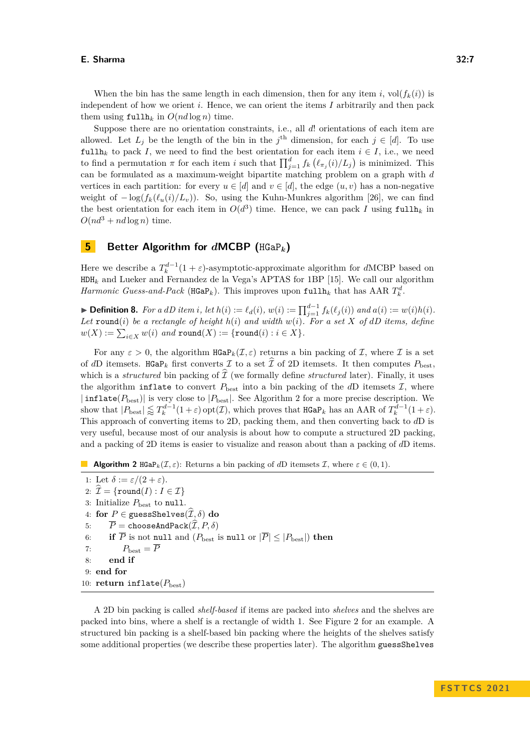When the bin has the same length in each dimension, then for any item $i$, $\mathrm{vol}(f_k(i))$ is independent of how we orient $i$. Hence, we can orient the items $I$ arbitrarily and then pack them using $\texttt{fullh}_k$ in $O(nd \log n)$ time.

Suppose there are no orientation constraints, i.e., all $d!$ orientations of each item are allowed. Let $L_j$ be the length of the bin in the $j^{\text{th}}$ dimension, for each $j \in [d]$. To use $\texttt{fullh}_k$ to pack $I$, we need to find the best orientation for each item $i \in I$, i.e., we need to find a permutation $\pi$ for each item $i$ such that $\prod_{j=1}^{d} f_k\left(\ell_{\pi_j}(i)/L_j\right)$ is minimized. This can be formulated as a maximum-weight bipartite matching problem on a graph with $d$ vertices in each partition: for every $u \in [d]$ and $v \in [d]$, the edge $(u, v)$ has a non-negative weight of $-\log(f_k(\ell_u(i)/L_v))$. So, using the Kuhn-Munkres algorithm [26], we can find the best orientation for each item in $O(d^3)$ time. Hence, we can pack $I$ using $\texttt{fullh}_k$ in $O(nd^3 + nd \log n)$ time.

## 5 Better Algorithm for $d$MCBP ($\texttt{HGaP}_k$)

Here we describe a $T_k^{d-1}(1 + \varepsilon)$-asymptotic-approximate algorithm for $d$MCBP based on $\texttt{HDH}_k$ and Lueker and Fernandez de la Vega's APTAS for 1BP [15]. We call our algorithm *Harmonic Guess-and-Pack* ($\texttt{HGaP}_k$). This improves upon $\texttt{fullh}_k$ that has AAR $T_k^d$.

▶ **Definition 8.** *For a dD item $i$, let $h(i) := \ell_d(i)$, $w(i) := \prod_{j=1}^{d-1} f_k(\ell_j(i))$ and $a(i) := w(i)h(i)$. Let $\texttt{round}(i)$ be a rectangle of height $h(i)$ and width $w(i)$. For a set $X$ of dD items, define $w(X) := \sum_{i \in X} w(i)$ and $\texttt{round}(X) := \{\texttt{round}(i) : i \in X\}$.*

For any $\varepsilon > 0$, the algorithm $\texttt{HGaP}_k(\mathcal{I}, \varepsilon)$ returns a bin packing of $\mathcal{I}$, where $\mathcal{I}$ is a set of $d$D itemsets. $\texttt{HGaP}_k$ first converts $\mathcal{I}$ to a set $\widehat{\mathcal{I}}$ of 2D itemsets. It then computes $P_{\text{best}}$, which is a *structured* bin packing of $\widehat{\mathcal{I}}$ (we formally define *structured* later). Finally, it uses the algorithm $\texttt{inflate}$ to convert $P_{\text{best}}$ into a bin packing of the $d$D itemsets $\mathcal{I}$, where $|\texttt{inflate}(P_{\text{best}})|$ is very close to $|P_{\text{best}}|$. See Algorithm 2 for a more precise description. We show that $|P_{\text{best}}| \lessapprox T_k^{d-1}(1 + \varepsilon)\,\mathrm{opt}(\mathcal{I})$, which proves that $\texttt{HGaP}_k$ has an AAR of $T_k^{d-1}(1 + \varepsilon)$. This approach of converting items to 2D, packing them, and then converting back to $d$D is very useful, because most of our analysis is about how to compute a structured 2D packing, and a packing of 2D items is easier to visualize and reason about than a packing of $d$D items.

**Algorithm 2** $\texttt{HGaP}_k(\mathcal{I}, \varepsilon)$: Returns a bin packing of $d$D itemsets $\mathcal{I}$, where $\varepsilon \in (0, 1)$.

```
1: Let δ := ε/(2 + ε).
2: Î = {round(I) : I ∈ I}
3: Initialize P_best to null.
4: for P ∈ guessShelves(Î, δ) do
5:     P̄ = chooseAndPack(Î, P, δ)
6:     if P̄ is not null and (P_best is null or |P̄| ≤ |P_best|) then
7:         P_best = P̄
8:     end if
9: end for
10: return inflate(P_best)
```

A 2D bin packing is called *shelf-based* if items are packed into *shelves* and the shelves are packed into bins, where a shelf is a rectangle of width 1. See Figure 2 for an example. A structured bin packing is a shelf-based bin packing where the heights of the shelves satisfy some additional properties (we describe these properties later). The algorithm $\texttt{guessShelves}$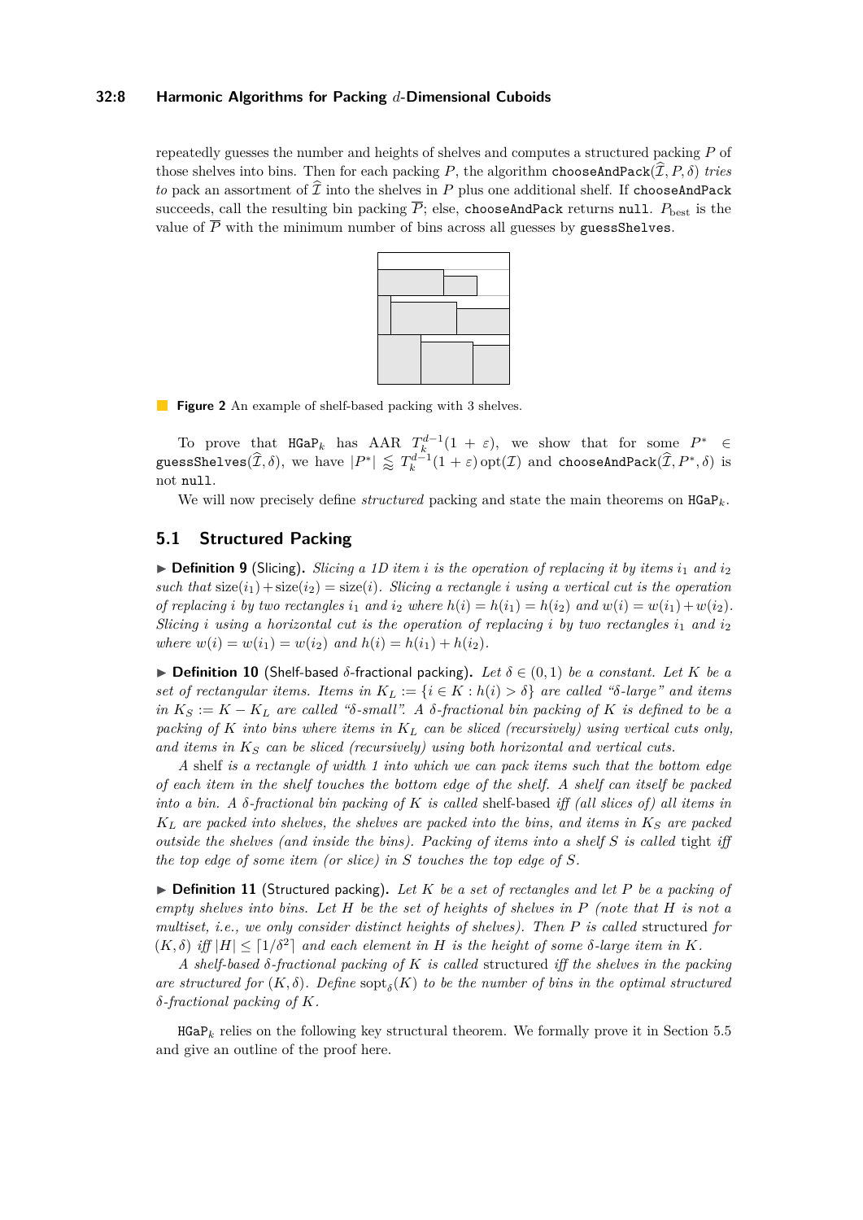repeatedly guesses the number and heights of shelves and computes a structured packing $P$ of those shelves into bins. Then for each packing $P$, the algorithm `chooseAndPack`$(\widehat{\mathcal{I}}, P, \delta)$ *tries to* pack an assortment of $\widehat{\mathcal{I}}$ into the shelves in $P$ plus one additional shelf. If `chooseAndPack` succeeds, call the resulting bin packing $\overline{P}$; else, `chooseAndPack` returns `null`. $P_{\text{best}}$ is the value of $\overline{P}$ with the minimum number of bins across all guesses by `guessShelves`.

**Figure 2** An example of shelf-based packing with 3 shelves.

To prove that $\texttt{HGaP}_k$ has AAR $T_k^{d-1}(1+\varepsilon)$, we show that for some $P^* \in$ `guessShelves`$(\widehat{\mathcal{I}}, \delta)$, we have $|P^*| \lessapprox T_k^{d-1}(1+\varepsilon)\,\text{opt}(\mathcal{I})$ and `chooseAndPack`$(\widehat{\mathcal{I}}, P^*, \delta)$ is not `null`.

We will now precisely define *structured* packing and state the main theorems on $\texttt{HGaP}_k$.

## 5.1 Structured Packing

▶ **Definition 9** (Slicing). *Slicing a 1D item $i$ is the operation of replacing it by items $i_1$ and $i_2$ such that $\text{size}(i_1) + \text{size}(i_2) = \text{size}(i)$. Slicing a rectangle $i$ using a vertical cut is the operation of replacing $i$ by two rectangles $i_1$ and $i_2$ where $h(i) = h(i_1) = h(i_2)$ and $w(i) = w(i_1) + w(i_2)$. Slicing $i$ using a horizontal cut is the operation of replacing $i$ by two rectangles $i_1$ and $i_2$ where $w(i) = w(i_1) = w(i_2)$ and $h(i) = h(i_1) + h(i_2)$.*

▶ **Definition 10** (Shelf-based $\delta$-fractional packing). *Let $\delta \in (0, 1)$ be a constant. Let $K$ be a set of rectangular items. Items in $K_L := \{i \in K : h(i) > \delta\}$ are called "$\delta$-large" and items in $K_S := K - K_L$ are called "$\delta$-small". A $\delta$-fractional bin packing of $K$ is defined to be a packing of $K$ into bins where items in $K_L$ can be sliced (recursively) using vertical cuts only, and items in $K_S$ can be sliced (recursively) using both horizontal and vertical cuts.*

*A* shelf *is a rectangle of width 1 into which we can pack items such that the bottom edge of each item in the shelf touches the bottom edge of the shelf. A shelf can itself be packed into a bin. A $\delta$-fractional bin packing of $K$ is called* shelf-based *iff (all slices of) all items in $K_L$ are packed into shelves, the shelves are packed into the bins, and items in $K_S$ are packed outside the shelves (and inside the bins). Packing of items into a shelf $S$ is called* tight *iff the top edge of some item (or slice) in $S$ touches the top edge of $S$.*

▶ **Definition 11** (Structured packing). *Let $K$ be a set of rectangles and let $P$ be a packing of empty shelves into bins. Let $H$ be the set of heights of shelves in $P$ (note that $H$ is not a multiset, i.e., we only consider distinct heights of shelves). Then $P$ is called* structured *for $(K, \delta)$ iff $|H| \le \lceil 1/\delta^2 \rceil$ and each element in $H$ is the height of some $\delta$-large item in $K$.*

*A shelf-based $\delta$-fractional packing of $K$ is called* structured *iff the shelves in the packing are structured for $(K, \delta)$. Define $\text{sopt}_\delta(K)$ to be the number of bins in the optimal structured $\delta$-fractional packing of $K$.*

$\texttt{HGaP}_k$ relies on the following key structural theorem. We formally prove it in Section 5.5 and give an outline of the proof here.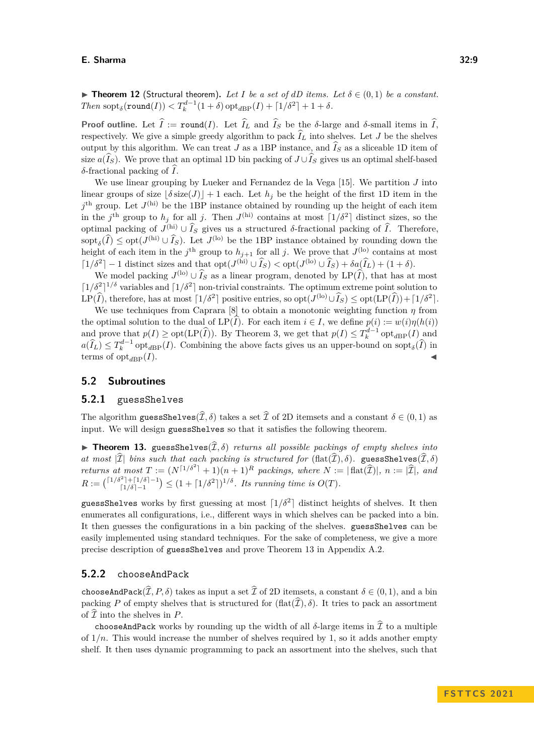▶ **Theorem 12** (Structural theorem). *Let $I$ be a set of dD items. Let $\delta \in (0,1)$ be a constant. Then* $\operatorname{sopt}_\delta(\texttt{round}(I)) < T_k^{d-1}(1+\delta)\operatorname{opt}_{dBP}(I) + \lceil 1/\delta^2 \rceil + 1 + \delta$.

**Proof outline.** Let $\widehat{I} := \texttt{round}(I)$. Let $\widehat{I}_L$ and $\widehat{I}_S$ be the $\delta$-large and $\delta$-small items in $\widehat{I}$, respectively. We give a simple greedy algorithm to pack $\widehat{I}_L$ into shelves. Let $J$ be the shelves output by this algorithm. We can treat $J$ as a 1BP instance, and $\widehat{I}_S$ as a sliceable 1D item of size $a(\widehat{I}_S)$. We prove that an optimal 1D bin packing of $J \cup \widehat{I}_S$ gives us an optimal shelf-based $\delta$-fractional packing of $\widehat{I}$.

We use linear grouping by Lueker and Fernandez de la Vega [15]. We partition $J$ into linear groups of size $\lfloor \delta \operatorname{size}(J) \rfloor + 1$ each. Let $h_j$ be the height of the first 1D item in the $j^{\text{th}}$ group. Let $J^{(\text{hi})}$ be the 1BP instance obtained by rounding up the height of each item in the $j^{\text{th}}$ group to $h_j$ for all $j$. Then $J^{(\text{hi})}$ contains at most $\lceil 1/\delta^2 \rceil$ distinct sizes, so the optimal packing of $J^{(\text{hi})} \cup \widehat{I}_S$ gives us a structured $\delta$-fractional packing of $\widehat{I}$. Therefore, $\operatorname{sopt}_\delta(\widehat{I}) \le \operatorname{opt}(J^{(\text{hi})} \cup \widehat{I}_S)$. Let $J^{(\text{lo})}$ be the 1BP instance obtained by rounding down the height of each item in the $j^{\text{th}}$ group to $h_{j+1}$ for all $j$. We prove that $J^{(\text{lo})}$ contains at most $\lceil 1/\delta^2 \rceil - 1$ distinct sizes and that $\operatorname{opt}(J^{(\text{hi})} \cup \widehat{I}_S) < \operatorname{opt}(J^{(\text{lo})} \cup \widehat{I}_S) + \delta a(\widehat{I}_L) + (1+\delta)$.

We model packing $J^{(\text{lo})} \cup \widehat{I}_S$ as a linear program, denoted by $\operatorname{LP}(\widehat{I})$, that has at most $\lceil 1/\delta^2 \rceil^{1/\delta}$ variables and $\lceil 1/\delta^2 \rceil$ non-trivial constraints. The optimum extreme point solution to $\operatorname{LP}(\widehat{I})$, therefore, has at most $\lceil 1/\delta^2 \rceil$ positive entries, so $\operatorname{opt}(J^{(\text{lo})} \cup \widehat{I}_S) \le \operatorname{opt}(\operatorname{LP}(\widehat{I})) + \lceil 1/\delta^2 \rceil$.

We use techniques from Caprara [8] to obtain a monotonic weighting function $\eta$ from the optimal solution to the dual of $\operatorname{LP}(\widehat{I})$. For each item $i \in I$, we define $p(i) := w(i)\eta(h(i))$ and prove that $p(I) \ge \operatorname{opt}(\operatorname{LP}(\widehat{I}))$. By Theorem 3, we get that $p(I) \le T_k^{d-1}\operatorname{opt}_{dBP}(I)$ and $a(\widehat{I}_L) \le T_k^{d-1}\operatorname{opt}_{dBP}(I)$. Combining the above facts gives us an upper-bound on $\operatorname{sopt}_\delta(\widehat{I})$ in terms of $\operatorname{opt}_{dBP}(I)$. ◀

## 5.2 Subroutines

### 5.2.1 guessShelves

The algorithm $\texttt{guessShelves}(\widehat{\mathcal{I}}, \delta)$ takes a set $\widehat{\mathcal{I}}$ of 2D itemsets and a constant $\delta \in (0,1)$ as input. We will design guessShelves so that it satisfies the following theorem.

▶ **Theorem 13.** *$\texttt{guessShelves}(\widehat{\mathcal{I}}, \delta)$ returns all possible packings of empty shelves into at most $|\widehat{\mathcal{I}}|$ bins such that each packing is structured for $(\operatorname{flat}(\widehat{\mathcal{I}}), \delta)$. $\texttt{guessShelves}(\widehat{\mathcal{I}}, \delta)$ returns at most $T := (N^{\lceil 1/\delta^2 \rceil} + 1)(n+1)^R$ packings, where $N := |\operatorname{flat}(\widehat{\mathcal{I}})|$, $n := |\widehat{\mathcal{I}}|$, and $R := \binom{\lceil 1/\delta^2 \rceil + \lceil 1/\delta \rceil - 1}{\lceil 1/\delta \rceil - 1} \le (1 + \lceil 1/\delta^2 \rceil)^{1/\delta}$. Its running time is $O(T)$.*

guessShelves works by first guessing at most $\lceil 1/\delta^2 \rceil$ distinct heights of shelves. It then enumerates all configurations, i.e., different ways in which shelves can be packed into a bin. It then guesses the configurations in a bin packing of the shelves. guessShelves can be easily implemented using standard techniques. For the sake of completeness, we give a more precise description of guessShelves and prove Theorem 13 in Appendix A.2.

### 5.2.2 chooseAndPack

$\texttt{chooseAndPack}(\widehat{\mathcal{I}}, P, \delta)$ takes as input a set $\widehat{\mathcal{I}}$ of 2D itemsets, a constant $\delta \in (0,1)$, and a bin packing $P$ of empty shelves that is structured for $(\operatorname{flat}(\widehat{\mathcal{I}}), \delta)$. It tries to pack an assortment of $\widehat{\mathcal{I}}$ into the shelves in $P$.

chooseAndPack works by rounding up the width of all $\delta$-large items in $\widehat{\mathcal{I}}$ to a multiple of $1/n$. This would increase the number of shelves required by 1, so it adds another empty shelf. It then uses dynamic programming to pack an assortment into the shelves, such that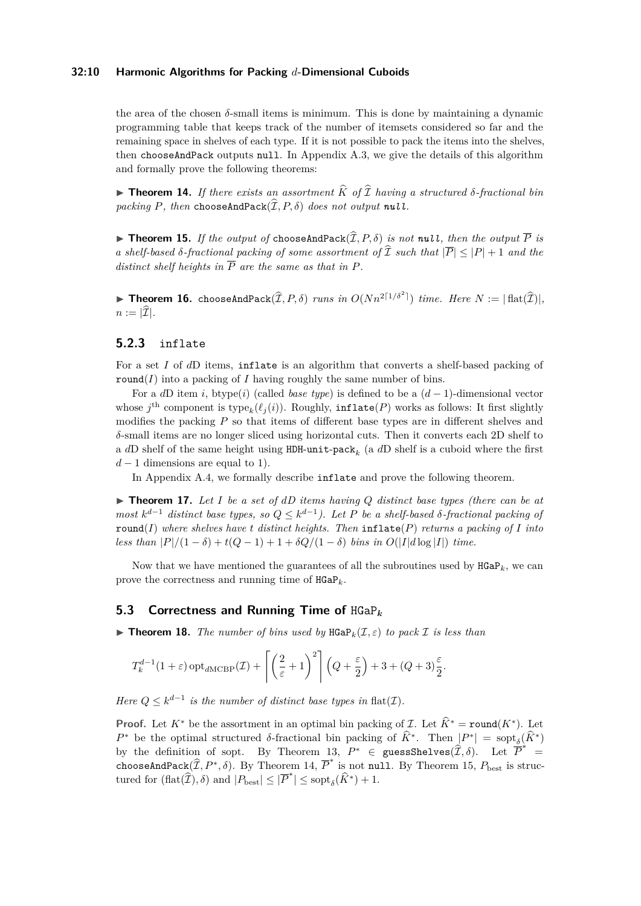the area of the chosen $\delta$-small items is minimum. This is done by maintaining a dynamic programming table that keeps track of the number of itemsets considered so far and the remaining space in shelves of each type. If it is not possible to pack the items into the shelves, then `chooseAndPack` outputs `null`. In Appendix A.3, we give the details of this algorithm and formally prove the following theorems:

▶ **Theorem 14.** *If there exists an assortment $\widehat{K}$ of $\widehat{\mathcal{I}}$ having a structured $\delta$-fractional bin packing $P$, then* `chooseAndPack`$(\widehat{\mathcal{I}}, P, \delta)$ *does not output* `null`*.*

▶ **Theorem 15.** *If the output of* `chooseAndPack`$(\widehat{\mathcal{I}}, P, \delta)$ *is not* `null`*, then the output $\overline{P}$ is a shelf-based $\delta$-fractional packing of some assortment of $\widehat{\mathcal{I}}$ such that $|\overline{P}| \le |P| + 1$ and the distinct shelf heights in $\overline{P}$ are the same as that in $P$.*

▶ **Theorem 16.** `chooseAndPack`$(\widehat{\mathcal{I}}, P, \delta)$ *runs in $O(Nn^{2\lceil 1/\delta^2 \rceil})$ time. Here $N := |\operatorname{flat}(\widehat{\mathcal{I}})|$, $n := |\widehat{\mathcal{I}}|$.*

### 5.2.3 `inflate`

For a set $I$ of $d$D items, `inflate` is an algorithm that converts a shelf-based packing of `round`$(I)$ into a packing of $I$ having roughly the same number of bins.

For a $d$D item $i$, btype$(i)$ (called *base type*) is defined to be a $(d-1)$-dimensional vector whose $j^{\text{th}}$ component is $\operatorname{type}_k(\ell_j(i))$. Roughly, `inflate`$(P)$ works as follows: It first slightly modifies the packing $P$ so that items of different base types are in different shelves and $\delta$-small items are no longer sliced using horizontal cuts. Then it converts each 2D shelf to a $d$D shelf of the same height using `HDH-unit-pack`$_k$ (a $d$D shelf is a cuboid where the first $d-1$ dimensions are equal to 1).

In Appendix A.4, we formally describe `inflate` and prove the following theorem.

▶ **Theorem 17.** *Let $I$ be a set of $dD$ items having $Q$ distinct base types (there can be at most $k^{d-1}$ distinct base types, so $Q \le k^{d-1}$). Let $P$ be a shelf-based $\delta$-fractional packing of* `round`$(I)$ *where shelves have $t$ distinct heights. Then* `inflate`$(P)$ *returns a packing of $I$ into less than $|P|/(1-\delta) + t(Q-1) + 1 + \delta Q/(1-\delta)$ bins in $O(|I| d \log |I|)$ time.*

Now that we have mentioned the guarantees of all the subroutines used by `HGaP`$_k$, we can prove the correctness and running time of `HGaP`$_k$.

## 5.3 Correctness and Running Time of `HGaP`$_k$

▶ **Theorem 18.** *The number of bins used by* `HGaP`$_k(\mathcal{I}, \varepsilon)$ *to pack $\mathcal{I}$ is less than*

$$T_k^{d-1}(1+\varepsilon)\operatorname{opt}_{d\mathrm{MCBP}}(\mathcal{I}) + \left\lceil \left(\frac{2}{\varepsilon} + 1\right)^2 \right\rceil \left(Q + \frac{\varepsilon}{2}\right) + 3 + (Q+3)\frac{\varepsilon}{2}.$$

*Here $Q \le k^{d-1}$ is the number of distinct base types in $\operatorname{flat}(\mathcal{I})$.*

**Proof.** Let $K^*$ be the assortment in an optimal bin packing of $\mathcal{I}$. Let $\widehat{K}^* = $ `round`$(K^*)$. Let $P^*$ be the optimal structured $\delta$-fractional bin packing of $\widehat{K}^*$. Then $|P^*| = \operatorname{sopt}_\delta(\widehat{K}^*)$ by the definition of sopt. By Theorem 13, $P^* \in$ `guessShelves`$(\widehat{\mathcal{I}}, \delta)$. Let $\overline{P}^* =$ `chooseAndPack`$(\widehat{\mathcal{I}}, P^*, \delta)$. By Theorem 14, $\overline{P}^*$ is not `null`. By Theorem 15, $P_{\text{best}}$ is structured for $(\operatorname{flat}(\widehat{\mathcal{I}}), \delta)$ and $|P_{\text{best}}| \le |\overline{P}^*| \le \operatorname{sopt}_\delta(\widehat{K}^*) + 1$.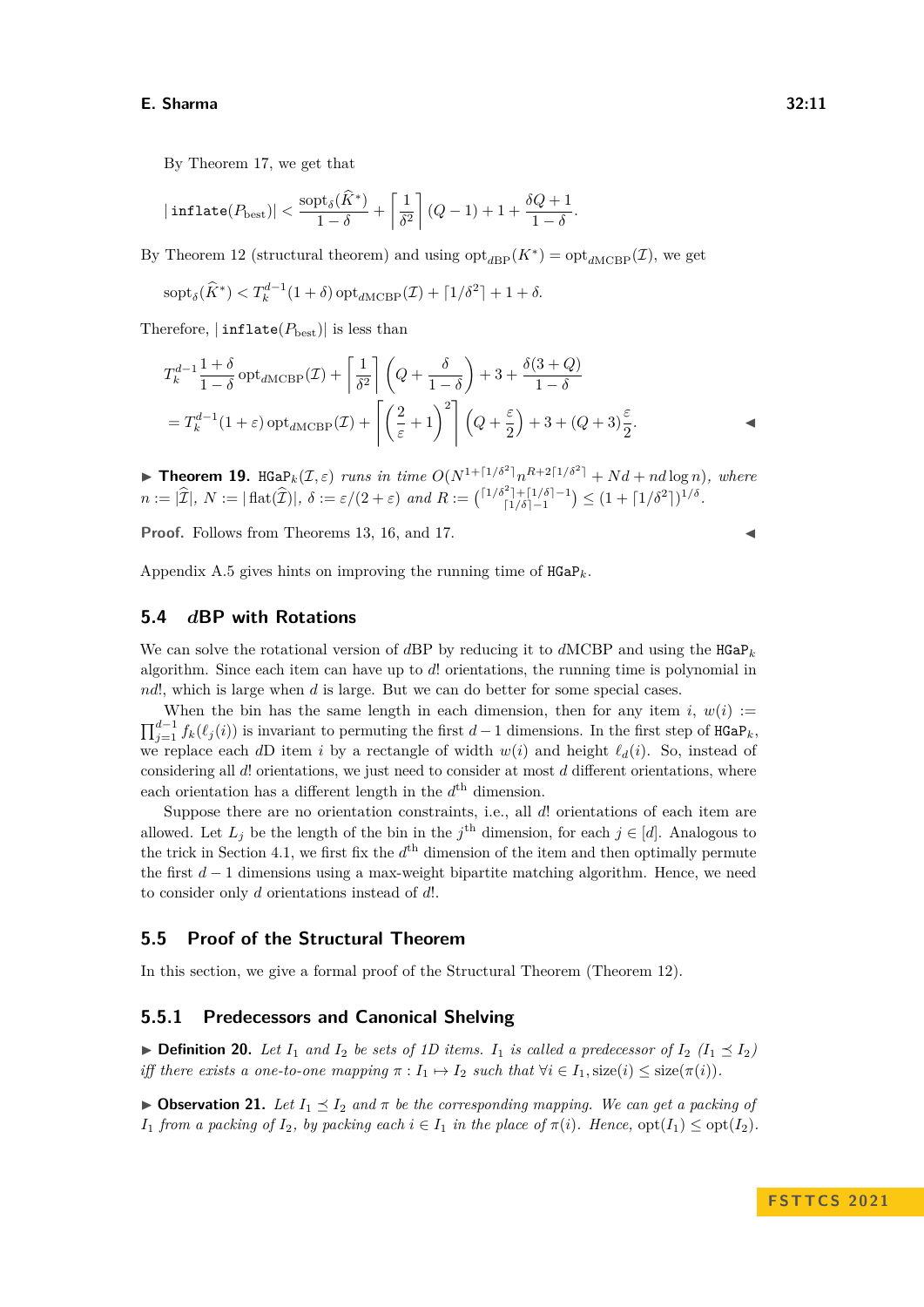By Theorem 17, we get that

$$|\,\texttt{inflate}(P_{\text{best}})| < \frac{\operatorname{sopt}_\delta(\widehat{K}^*)}{1-\delta} + \left\lceil \frac{1}{\delta^2} \right\rceil (Q-1) + 1 + \frac{\delta Q + 1}{1-\delta}.$$

By Theorem 12 (structural theorem) and using $\operatorname{opt}_{d\text{BP}}(K^*) = \operatorname{opt}_{d\text{MCBP}}(\mathcal{I})$, we get

$$\operatorname{sopt}_\delta(\widehat{K}^*) < T_k^{d-1}(1+\delta)\operatorname{opt}_{d\text{MCBP}}(\mathcal{I}) + \lceil 1/\delta^2 \rceil + 1 + \delta.$$

Therefore, $|\,\texttt{inflate}(P_{\text{best}})|$ is less than

$$T_k^{d-1}\frac{1+\delta}{1-\delta}\operatorname{opt}_{d\text{MCBP}}(\mathcal{I}) + \left\lceil \frac{1}{\delta^2} \right\rceil \left(Q + \frac{\delta}{1-\delta}\right) + 3 + \frac{\delta(3+Q)}{1-\delta}$$

$$= T_k^{d-1}(1+\varepsilon)\operatorname{opt}_{d\text{MCBP}}(\mathcal{I}) + \left\lceil \left(\frac{2}{\varepsilon}+1\right)^2 \right\rceil \left(Q + \frac{\varepsilon}{2}\right) + 3 + (Q+3)\frac{\varepsilon}{2}.$$ ◀

▶ **Theorem 19.** *$\texttt{HGaP}_k(\mathcal{I}, \varepsilon)$ runs in time $O(N^{1+\lceil 1/\delta^2 \rceil} n^{R+2\lceil 1/\delta^2 \rceil} + Nd + nd\log n)$, where $n := |\widehat{\mathcal{I}}|$, $N := |\operatorname{flat}(\widehat{\mathcal{I}})|$, $\delta := \varepsilon/(2+\varepsilon)$ and $R := \binom{\lceil 1/\delta^2 \rceil + \lceil 1/\delta \rceil - 1}{\lceil 1/\delta \rceil - 1} \le (1 + \lceil 1/\delta^2 \rceil)^{1/\delta}$.*

**Proof.** Follows from Theorems 13, 16, and 17. ◀

Appendix A.5 gives hints on improving the running time of $\texttt{HGaP}_k$.

## 5.4 $d$BP with Rotations

We can solve the rotational version of $d$BP by reducing it to $d$MCBP and using the $\texttt{HGaP}_k$ algorithm. Since each item can have up to $d!$ orientations, the running time is polynomial in $nd!$, which is large when $d$ is large. But we can do better for some special cases.

When the bin has the same length in each dimension, then for any item $i$, $w(i) := \prod_{j=1}^{d-1} f_k(\ell_j(i))$ is invariant to permuting the first $d-1$ dimensions. In the first step of $\texttt{HGaP}_k$, we replace each $d$D item $i$ by a rectangle of width $w(i)$ and height $\ell_d(i)$. So, instead of considering all $d!$ orientations, we just need to consider at most $d$ different orientations, where each orientation has a different length in the $d^{\text{th}}$ dimension.

Suppose there are no orientation constraints, i.e., all $d!$ orientations of each item are allowed. Let $L_j$ be the length of the bin in the $j^{\text{th}}$ dimension, for each $j \in [d]$. Analogous to the trick in Section 4.1, we first fix the $d^{\text{th}}$ dimension of the item and then optimally permute the first $d-1$ dimensions using a max-weight bipartite matching algorithm. Hence, we need to consider only $d$ orientations instead of $d!$.

## 5.5 Proof of the Structural Theorem

In this section, we give a formal proof of the Structural Theorem (Theorem 12).

### 5.5.1 Predecessors and Canonical Shelving

▶ **Definition 20.** *Let $I_1$ and $I_2$ be sets of 1D items. $I_1$ is called a predecessor of $I_2$ ($I_1 \preceq I_2$) iff there exists a one-to-one mapping $\pi : I_1 \mapsto I_2$ such that $\forall i \in I_1, \operatorname{size}(i) \le \operatorname{size}(\pi(i))$.*

▶ **Observation 21.** *Let $I_1 \preceq I_2$ and $\pi$ be the corresponding mapping. We can get a packing of $I_1$ from a packing of $I_2$, by packing each $i \in I_1$ in the place of $\pi(i)$. Hence, $\operatorname{opt}(I_1) \le \operatorname{opt}(I_2)$.*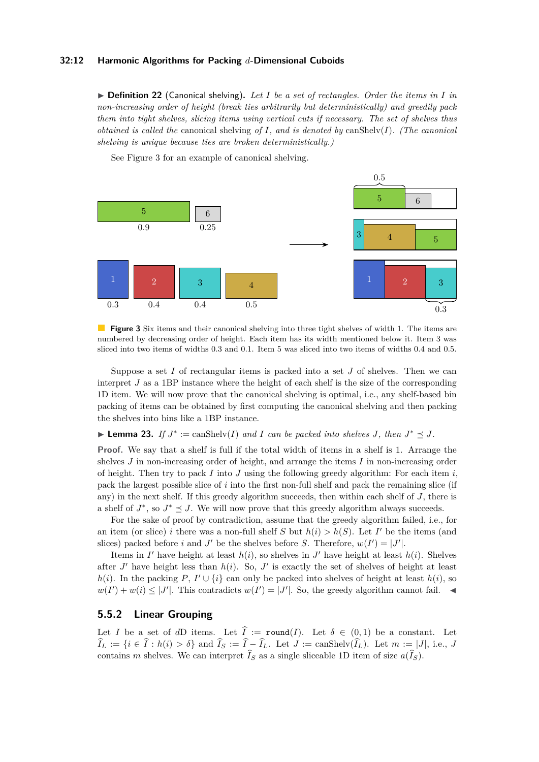▶ **Definition 22** (Canonical shelving). *Let $I$ be a set of rectangles. Order the items in $I$ in non-increasing order of height (break ties arbitrarily but deterministically) and greedily pack them into tight shelves, slicing items using vertical cuts if necessary. The set of shelves thus obtained is called the* canonical shelving *of $I$, and is denoted by* $\text{canShelv}(I)$. *(The canonical shelving is unique because ties are broken deterministically.)*

See Figure 3 for an example of canonical shelving.

**Figure 3** Six items and their canonical shelving into three tight shelves of width 1. The items are numbered by decreasing order of height. Each item has its width mentioned below it. Item 3 was sliced into two items of widths 0.3 and 0.1. Item 5 was sliced into two items of widths 0.4 and 0.5.

Suppose a set $I$ of rectangular items is packed into a set $J$ of shelves. Then we can interpret $J$ as a 1BP instance where the height of each shelf is the size of the corresponding 1D item. We will now prove that the canonical shelving is optimal, i.e., any shelf-based bin packing of items can be obtained by first computing the canonical shelving and then packing the shelves into bins like a 1BP instance.

▶ **Lemma 23.** *If $J^* := \text{canShelv}(I)$ and $I$ can be packed into shelves $J$, then $J^* \preceq J$.*

**Proof.** We say that a shelf is full if the total width of items in a shelf is 1. Arrange the shelves $J$ in non-increasing order of height, and arrange the items $I$ in non-increasing order of height. Then try to pack $I$ into $J$ using the following greedy algorithm: For each item $i$, pack the largest possible slice of $i$ into the first non-full shelf and pack the remaining slice (if any) in the next shelf. If this greedy algorithm succeeds, then within each shelf of $J$, there is a shelf of $J^*$, so $J^* \preceq J$. We will now prove that this greedy algorithm always succeeds.

For the sake of proof by contradiction, assume that the greedy algorithm failed, i.e., for an item (or slice) $i$ there was a non-full shelf $S$ but $h(i) > h(S)$. Let $I'$ be the items (and slices) packed before $i$ and $J'$ be the shelves before $S$. Therefore, $w(I') = |J'|$.

Items in $I'$ have height at least $h(i)$, so shelves in $J'$ have height at least $h(i)$. Shelves after $J'$ have height less than $h(i)$. So, $J'$ is exactly the set of shelves of height at least $h(i)$. In the packing $P$, $I' \cup \{i\}$ can only be packed into shelves of height at least $h(i)$, so $w(I') + w(i) \le |J'|$. This contradicts $w(I') = |J'|$. So, the greedy algorithm cannot fail. ◀

### 5.5.2 Linear Grouping

Let $I$ be a set of $d$D items. Let $\widehat{I} := \texttt{round}(I)$. Let $\delta \in (0, 1)$ be a constant. Let $\widehat{I}_L := \{i \in \widehat{I} : h(i) > \delta\}$ and $\widehat{I}_S := \widehat{I} - \widehat{I}_L$. Let $J := \text{canShelv}(\widehat{I}_L)$. Let $m := |J|$, i.e., $J$ contains $m$ shelves. We can interpret $\widehat{I}_S$ as a single sliceable 1D item of size $a(\widehat{I}_S)$.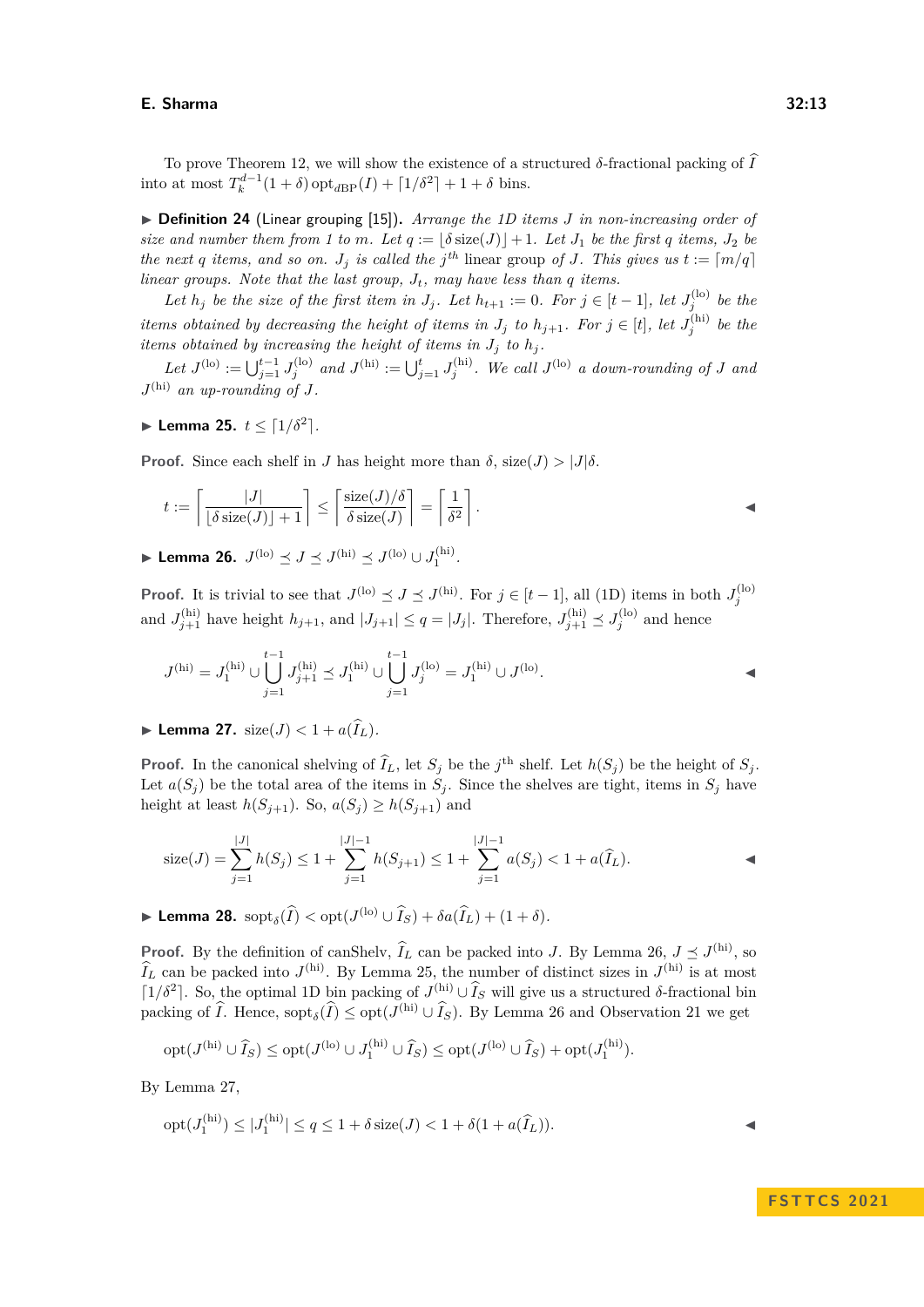To prove Theorem 12, we will show the existence of a structured $\delta$-fractional packing of $\widehat{I}$ into at most $T_k^{d-1}(1+\delta)\,\mathrm{opt}_{d\mathrm{BP}}(I) + \lceil 1/\delta^2 \rceil + 1 + \delta$ bins.

▶ **Definition 24** (Linear grouping [15]). *Arrange the 1D items $J$ in non-increasing order of size and number them from 1 to $m$. Let $q := \lfloor \delta\,\mathrm{size}(J) \rfloor + 1$. Let $J_1$ be the first $q$ items, $J_2$ be the next $q$ items, and so on. $J_j$ is called the $j^{th}$ linear group of $J$. This gives us $t := \lceil m/q \rceil$ linear groups. Note that the last group, $J_t$, may have less than $q$ items.*

*Let $h_j$ be the size of the first item in $J_j$. Let $h_{t+1} := 0$. For $j \in [t-1]$, let $J_j^{(\mathrm{lo})}$ be the items obtained by decreasing the height of items in $J_j$ to $h_{j+1}$. For $j \in [t]$, let $J_j^{(\mathrm{hi})}$ be the items obtained by increasing the height of items in $J_j$ to $h_j$.*

*Let $J^{(\mathrm{lo})} := \bigcup_{j=1}^{t-1} J_j^{(\mathrm{lo})}$ and $J^{(\mathrm{hi})} := \bigcup_{j=1}^{t} J_j^{(\mathrm{hi})}$. We call $J^{(\mathrm{lo})}$ a down-rounding of $J$ and $J^{(\mathrm{hi})}$ an up-rounding of $J$.*

▶ **Lemma 25.** $t \le \lceil 1/\delta^2 \rceil$.

**Proof.** Since each shelf in $J$ has height more than $\delta$, $\mathrm{size}(J) > |J|\delta$.

$$t := \left\lceil \frac{|J|}{\lfloor \delta\,\mathrm{size}(J) \rfloor + 1} \right\rceil \le \left\lceil \frac{\mathrm{size}(J)/\delta}{\delta\,\mathrm{size}(J)} \right\rceil = \left\lceil \frac{1}{\delta^2} \right\rceil.$$ ◀

▶ **Lemma 26.** $J^{(\mathrm{lo})} \preceq J \preceq J^{(\mathrm{hi})} \preceq J^{(\mathrm{lo})} \cup J_1^{(\mathrm{hi})}$.

**Proof.** It is trivial to see that $J^{(\mathrm{lo})} \preceq J \preceq J^{(\mathrm{hi})}$. For $j \in [t-1]$, all (1D) items in both $J_j^{(\mathrm{lo})}$ and $J_{j+1}^{(\mathrm{hi})}$ have height $h_{j+1}$, and $|J_{j+1}| \le q = |J_j|$. Therefore, $J_{j+1}^{(\mathrm{hi})} \preceq J_j^{(\mathrm{lo})}$ and hence

$$J^{(\mathrm{hi})} = J_1^{(\mathrm{hi})} \cup \bigcup_{j=1}^{t-1} J_{j+1}^{(\mathrm{hi})} \preceq J_1^{(\mathrm{hi})} \cup \bigcup_{j=1}^{t-1} J_j^{(\mathrm{lo})} = J_1^{(\mathrm{hi})} \cup J^{(\mathrm{lo})}.$$ ◀

▶ **Lemma 27.** $\mathrm{size}(J) < 1 + a(\widehat{I}_L)$.

**Proof.** In the canonical shelving of $\widehat{I}_L$, let $S_j$ be the $j^{\text{th}}$ shelf. Let $h(S_j)$ be the height of $S_j$. Let $a(S_j)$ be the total area of the items in $S_j$. Since the shelves are tight, items in $S_j$ have height at least $h(S_{j+1})$. So, $a(S_j) \ge h(S_{j+1})$ and

$$\mathrm{size}(J) = \sum_{j=1}^{|J|} h(S_j) \le 1 + \sum_{j=1}^{|J|-1} h(S_{j+1}) \le 1 + \sum_{j=1}^{|J|-1} a(S_j) < 1 + a(\widehat{I}_L).$$ ◀

▶ **Lemma 28.** $\mathrm{sopt}_\delta(\widehat{I}) < \mathrm{opt}(J^{(\mathrm{lo})} \cup \widehat{I}_S) + \delta a(\widehat{I}_L) + (1+\delta)$.

**Proof.** By the definition of canShelv, $\widehat{I}_L$ can be packed into $J$. By Lemma 26, $J \preceq J^{(\mathrm{hi})}$, so $\widehat{I}_L$ can be packed into $J^{(\mathrm{hi})}$. By Lemma 25, the number of distinct sizes in $J^{(\mathrm{hi})}$ is at most $\lceil 1/\delta^2 \rceil$. So, the optimal 1D bin packing of $J^{(\mathrm{hi})} \cup \widehat{I}_S$ will give us a structured $\delta$-fractional bin packing of $\widehat{I}$. Hence, $\mathrm{sopt}_\delta(\widehat{I}) \le \mathrm{opt}(J^{(\mathrm{hi})} \cup \widehat{I}_S)$. By Lemma 26 and Observation 21 we get

$$\mathrm{opt}(J^{(\mathrm{hi})} \cup \widehat{I}_S) \le \mathrm{opt}(J^{(\mathrm{lo})} \cup J_1^{(\mathrm{hi})} \cup \widehat{I}_S) \le \mathrm{opt}(J^{(\mathrm{lo})} \cup \widehat{I}_S) + \mathrm{opt}(J_1^{(\mathrm{hi})}).$$

By Lemma 27,

$$\mathrm{opt}(J_1^{(\mathrm{hi})}) \le |J_1^{(\mathrm{hi})}| \le q \le 1 + \delta\,\mathrm{size}(J) < 1 + \delta(1 + a(\widehat{I}_L)).$$ ◀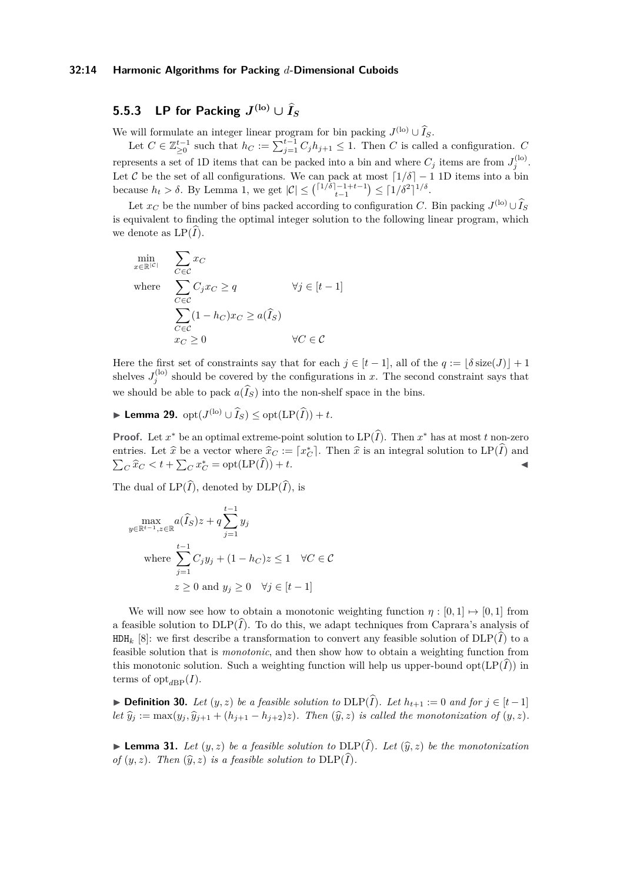### 5.5.3 LP for Packing $J^{(\mathrm{lo})} \cup \widehat{I}_S$

We will formulate an integer linear program for bin packing $J^{(\mathrm{lo})} \cup \widehat{I}_S$.

Let $C \in \mathbb{Z}_{\geq 0}^{t-1}$ such that $h_C := \sum_{j=1}^{t-1} C_j h_{j+1} \leq 1$. Then $C$ is called a configuration. $C$ represents a set of 1D items that can be packed into a bin and where $C_j$ items are from $J_j^{(\mathrm{lo})}$. Let $\mathcal{C}$ be the set of all configurations. We can pack at most $\lceil 1/\delta \rceil - 1$ 1D items into a bin because $h_t > \delta$. By Lemma 1, we get $|\mathcal{C}| \leq \binom{\lceil 1/\delta \rceil - 1 + t - 1}{t-1} \leq \lceil 1/\delta^2 \rceil^{1/\delta}$.

Let $x_C$ be the number of bins packed according to configuration $C$. Bin packing $J^{(\mathrm{lo})} \cup \widehat{I}_S$ is equivalent to finding the optimal integer solution to the following linear program, which we denote as $\mathrm{LP}(\widehat{I})$.

$$
\begin{aligned}
\min_{x \in \mathbb{R}^{|\mathcal{C}|}} \quad & \sum_{C \in \mathcal{C}} x_C \\
\text{where} \quad & \sum_{C \in \mathcal{C}} C_j x_C \geq q && \forall j \in [t-1] \\
& \sum_{C \in \mathcal{C}} (1 - h_C) x_C \geq a(\widehat{I}_S) \\
& x_C \geq 0 && \forall C \in \mathcal{C}
\end{aligned}
$$

Here the first set of constraints say that for each $j \in [t-1]$, all of the $q := \lfloor \delta \operatorname{size}(J) \rfloor + 1$ shelves $J_j^{(\mathrm{lo})}$ should be covered by the configurations in $x$. The second constraint says that we should be able to pack $a(\widehat{I}_S)$ into the non-shelf space in the bins.

▶ **Lemma 29.** $\operatorname{opt}(J^{(\mathrm{lo})} \cup \widehat{I}_S) \leq \operatorname{opt}(\mathrm{LP}(\widehat{I})) + t$.

**Proof.** Let $x^*$ be an optimal extreme-point solution to $\mathrm{LP}(\widehat{I})$. Then $x^*$ has at most $t$ non-zero entries. Let $\widehat{x}$ be a vector where $\widehat{x}_C := \lceil x_C^* \rceil$. Then $\widehat{x}$ is an integral solution to $\mathrm{LP}(\widehat{I})$ and $\sum_C \widehat{x}_C < t + \sum_C x_C^* = \operatorname{opt}(\mathrm{LP}(\widehat{I})) + t$. ◀

The dual of $\mathrm{LP}(\widehat{I})$, denoted by $\mathrm{DLP}(\widehat{I})$, is

$$
\begin{aligned}
\max_{y \in \mathbb{R}^{t-1}, z \in \mathbb{R}} \quad & a(\widehat{I}_S) z + q \sum_{j=1}^{t-1} y_j \\
\text{where} \quad & \sum_{j=1}^{t-1} C_j y_j + (1 - h_C) z \leq 1 \quad \forall C \in \mathcal{C} \\
& z \geq 0 \text{ and } y_j \geq 0 \quad \forall j \in [t-1]
\end{aligned}
$$

We will now see how to obtain a monotonic weighting function $\eta : [0,1] \mapsto [0,1]$ from a feasible solution to $\mathrm{DLP}(\widehat{I})$. To do this, we adapt techniques from Caprara's analysis of $\mathtt{HDH}_k$ [8]: we first describe a transformation to convert any feasible solution of $\mathrm{DLP}(\widehat{I})$ to a feasible solution that is *monotonic*, and then show how to obtain a weighting function from this monotonic solution. Such a weighting function will help us upper-bound $\operatorname{opt}(\mathrm{LP}(\widehat{I}))$ in terms of $\operatorname{opt}_{d\mathrm{BP}}(I)$.

▶ **Definition 30.** *Let $(y, z)$ be a feasible solution to $\mathrm{DLP}(\widehat{I})$. Let $h_{t+1} := 0$ and for $j \in [t-1]$ let $\widehat{y}_j := \max(y_j, \widehat{y}_{j+1} + (h_{j+1} - h_{j+2})z)$. Then $(\widehat{y}, z)$ is called the monotonization of $(y, z)$.*

▶ **Lemma 31.** *Let $(y, z)$ be a feasible solution to $\mathrm{DLP}(\widehat{I})$. Let $(\widehat{y}, z)$ be the monotonization of $(y, z)$. Then $(\widehat{y}, z)$ is a feasible solution to $\mathrm{DLP}(\widehat{I})$.*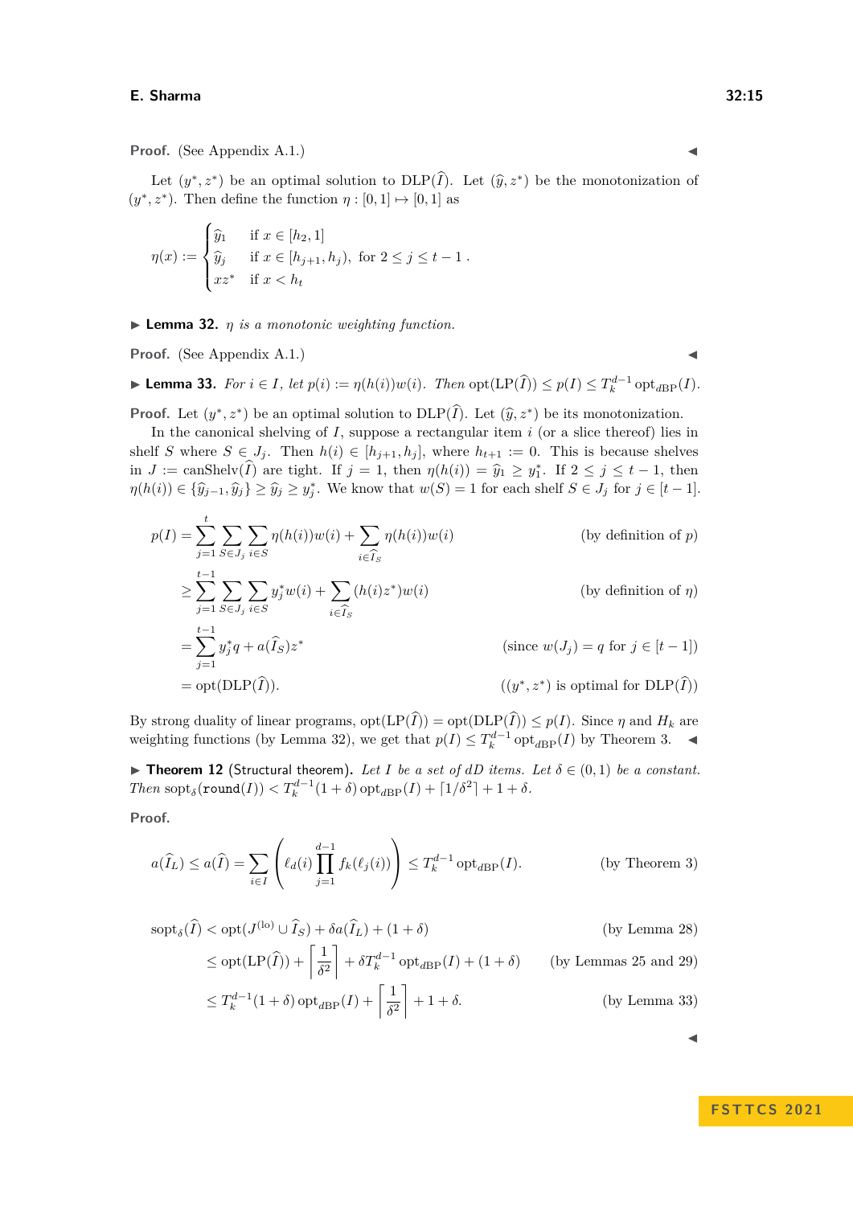**Proof.** (See Appendix A.1.) ◂

Let $(y^*, z^*)$ be an optimal solution to $\text{DLP}(\widehat{I})$. Let $(\widehat{y}, z^*)$ be the monotonization of $(y^*, z^*)$. Then define the function $\eta : [0, 1] \mapsto [0, 1]$ as

$$\eta(x) := \begin{cases} \widehat{y}_1 & \text{if } x \in [h_2, 1] \\ \widehat{y}_j & \text{if } x \in [h_{j+1}, h_j), \text{ for } 2 \leq j \leq t-1 \\ xz^* & \text{if } x < h_t \end{cases}.$$

▸ **Lemma 32.** *$\eta$ is a monotonic weighting function.*

**Proof.** (See Appendix A.1.) ◂

▸ **Lemma 33.** *For $i \in I$, let $p(i) := \eta(h(i))w(i)$. Then $\text{opt}(\text{LP}(\widehat{I})) \leq p(I) \leq T_k^{d-1} \text{opt}_{\text{dBP}}(I)$.*

**Proof.** Let $(y^*, z^*)$ be an optimal solution to $\text{DLP}(\widehat{I})$. Let $(\widehat{y}, z^*)$ be its monotonization.

In the canonical shelving of $I$, suppose a rectangular item $i$ (or a slice thereof) lies in shelf $S$ where $S \in J_j$. Then $h(i) \in [h_{j+1}, h_j]$, where $h_{t+1} := 0$. This is because shelves in $J := \text{canShelv}(\widehat{I})$ are tight. If $j = 1$, then $\eta(h(i)) = \widehat{y}_1 \geq y_1^*$. If $2 \leq j \leq t-1$, then $\eta(h(i)) \in \{\widehat{y}_{j-1}, \widehat{y}_j\} \geq \widehat{y}_j \geq y_j^*$. We know that $w(S) = 1$ for each shelf $S \in J_j$ for $j \in [t-1]$.

$$\begin{aligned}
p(I) &= \sum_{j=1}^{t} \sum_{S \in J_j} \sum_{i \in S} \eta(h(i))w(i) + \sum_{i \in \widehat{I}_S} \eta(h(i))w(i) && \text{(by definition of } p) \\
&\geq \sum_{j=1}^{t-1} \sum_{S \in J_j} \sum_{i \in S} y_j^* w(i) + \sum_{i \in \widehat{I}_S} (h(i)z^*)w(i) && \text{(by definition of } \eta) \\
&= \sum_{j=1}^{t-1} y_j^* q + a(\widehat{I}_S)z^* && \text{(since } w(J_j) = q \text{ for } j \in [t-1]) \\
&= \text{opt}(\text{DLP}(\widehat{I})). && ((y^*, z^*) \text{ is optimal for } \text{DLP}(\widehat{I}))
\end{aligned}$$

By strong duality of linear programs, $\text{opt}(\text{LP}(\widehat{I})) = \text{opt}(\text{DLP}(\widehat{I})) \leq p(I)$. Since $\eta$ and $H_k$ are weighting functions (by Lemma 32), we get that $p(I) \leq T_k^{d-1} \text{opt}_{\text{dBP}}(I)$ by Theorem 3. ◂

▸ **Theorem 12** (Structural theorem)**.** *Let $I$ be a set of $d$D items. Let $\delta \in (0, 1)$ be a constant. Then $\text{sopt}_\delta(\texttt{round}(I)) < T_k^{d-1}(1 + \delta) \text{opt}_{\text{dBP}}(I) + \lceil 1/\delta^2 \rceil + 1 + \delta$.*

**Proof.**

$$a(\widehat{I}_L) \leq a(\widehat{I}) = \sum_{i \in I} \left( \ell_d(i) \prod_{j=1}^{d-1} f_k(\ell_j(i)) \right) \leq T_k^{d-1} \text{opt}_{\text{dBP}}(I). \qquad \text{(by Theorem 3)}$$

$$\begin{aligned}
\text{sopt}_\delta(\widehat{I}) &< \text{opt}(J^{(\text{lo})} \cup \widehat{I}_S) + \delta a(\widehat{I}_L) + (1 + \delta) && \text{(by Lemma 28)} \\
&\leq \text{opt}(\text{LP}(\widehat{I})) + \left\lceil \frac{1}{\delta^2} \right\rceil + \delta T_k^{d-1} \text{opt}_{\text{dBP}}(I) + (1 + \delta) && \text{(by Lemmas 25 and 29)} \\
&\leq T_k^{d-1}(1 + \delta) \text{opt}_{\text{dBP}}(I) + \left\lceil \frac{1}{\delta^2} \right\rceil + 1 + \delta. && \text{(by Lemma 33)}
\end{aligned}$$

◂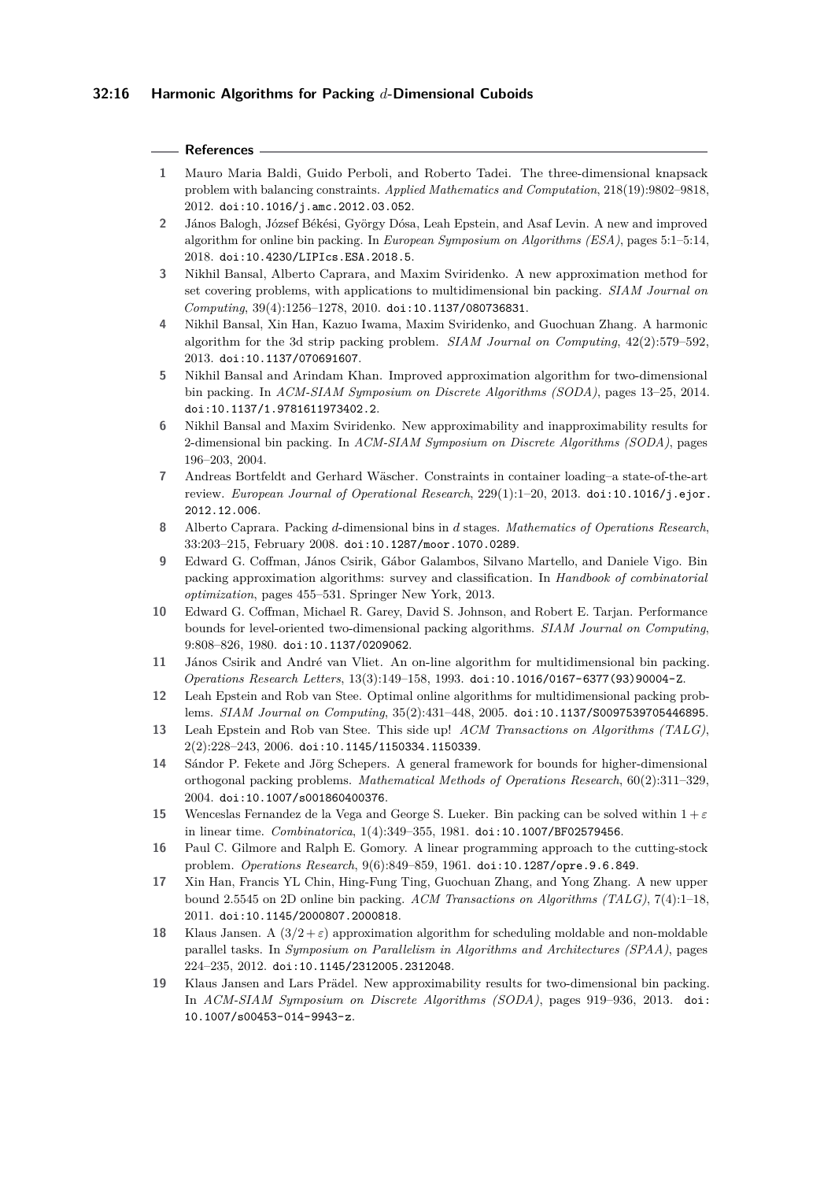## References

1. Mauro Maria Baldi, Guido Perboli, and Roberto Tadei. The three-dimensional knapsack problem with balancing constraints. *Applied Mathematics and Computation*, 218(19):9802–9818, 2012. doi:10.1016/j.amc.2012.03.052.
2. János Balogh, József Békési, György Dósa, Leah Epstein, and Asaf Levin. A new and improved algorithm for online bin packing. In *European Symposium on Algorithms (ESA)*, pages 5:1–5:14, 2018. doi:10.4230/LIPIcs.ESA.2018.5.
3. Nikhil Bansal, Alberto Caprara, and Maxim Sviridenko. A new approximation method for set covering problems, with applications to multidimensional bin packing. *SIAM Journal on Computing*, 39(4):1256–1278, 2010. doi:10.1137/080736831.
4. Nikhil Bansal, Xin Han, Kazuo Iwama, Maxim Sviridenko, and Guochuan Zhang. A harmonic algorithm for the 3d strip packing problem. *SIAM Journal on Computing*, 42(2):579–592, 2013. doi:10.1137/070691607.
5. Nikhil Bansal and Arindam Khan. Improved approximation algorithm for two-dimensional bin packing. In *ACM-SIAM Symposium on Discrete Algorithms (SODA)*, pages 13–25, 2014. doi:10.1137/1.9781611973402.2.
6. Nikhil Bansal and Maxim Sviridenko. New approximability and inapproximability results for 2-dimensional bin packing. In *ACM-SIAM Symposium on Discrete Algorithms (SODA)*, pages 196–203, 2004.
7. Andreas Bortfeldt and Gerhard Wäscher. Constraints in container loading–a state-of-the-art review. *European Journal of Operational Research*, 229(1):1–20, 2013. doi:10.1016/j.ejor.2012.12.006.
8. Alberto Caprara. Packing $d$-dimensional bins in $d$ stages. *Mathematics of Operations Research*, 33:203–215, February 2008. doi:10.1287/moor.1070.0289.
9. Edward G. Coffman, János Csirik, Gábor Galambos, Silvano Martello, and Daniele Vigo. Bin packing approximation algorithms: survey and classification. In *Handbook of combinatorial optimization*, pages 455–531. Springer New York, 2013.
10. Edward G. Coffman, Michael R. Garey, David S. Johnson, and Robert E. Tarjan. Performance bounds for level-oriented two-dimensional packing algorithms. *SIAM Journal on Computing*, 9:808–826, 1980. doi:10.1137/0209062.
11. János Csirik and André van Vliet. An on-line algorithm for multidimensional bin packing. *Operations Research Letters*, 13(3):149–158, 1993. doi:10.1016/0167-6377(93)90004-Z.
12. Leah Epstein and Rob van Stee. Optimal online algorithms for multidimensional packing problems. *SIAM Journal on Computing*, 35(2):431–448, 2005. doi:10.1137/S0097539705446895.
13. Leah Epstein and Rob van Stee. This side up! *ACM Transactions on Algorithms (TALG)*, 2(2):228–243, 2006. doi:10.1145/1150334.1150339.
14. Sándor P. Fekete and Jörg Schepers. A general framework for bounds for higher-dimensional orthogonal packing problems. *Mathematical Methods of Operations Research*, 60(2):311–329, 2004. doi:10.1007/s001860400376.
15. Wenceslas Fernandez de la Vega and George S. Lueker. Bin packing can be solved within $1+\varepsilon$ in linear time. *Combinatorica*, 1(4):349–355, 1981. doi:10.1007/BF02579456.
16. Paul C. Gilmore and Ralph E. Gomory. A linear programming approach to the cutting-stock problem. *Operations Research*, 9(6):849–859, 1961. doi:10.1287/opre.9.6.849.
17. Xin Han, Francis YL Chin, Hing-Fung Ting, Guochuan Zhang, and Yong Zhang. A new upper bound 2.5545 on 2D online bin packing. *ACM Transactions on Algorithms (TALG)*, 7(4):1–18, 2011. doi:10.1145/2000807.2000818.
18. Klaus Jansen. A $(3/2+\varepsilon)$ approximation algorithm for scheduling moldable and non-moldable parallel tasks. In *Symposium on Parallelism in Algorithms and Architectures (SPAA)*, pages 224–235, 2012. doi:10.1145/2312005.2312048.
19. Klaus Jansen and Lars Prädel. New approximability results for two-dimensional bin packing. In *ACM-SIAM Symposium on Discrete Algorithms (SODA)*, pages 919–936, 2013. doi:10.1007/s00453-014-9943-z.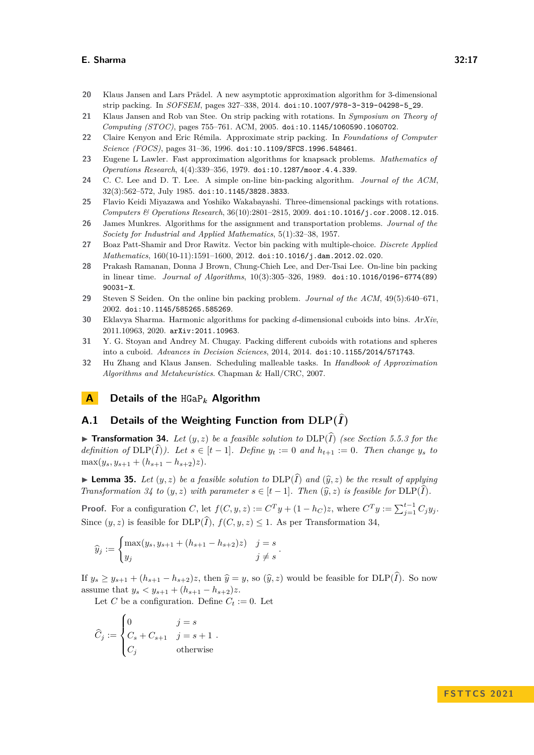20. Klaus Jansen and Lars Prädel. A new asymptotic approximation algorithm for 3-dimensional strip packing. In *SOFSEM*, pages 327–338, 2014. doi:10.1007/978-3-319-04298-5_29.
21. Klaus Jansen and Rob van Stee. On strip packing with rotations. In *Symposium on Theory of Computing (STOC)*, pages 755–761. ACM, 2005. doi:10.1145/1060590.1060702.
22. Claire Kenyon and Eric Rémila. Approximate strip packing. In *Foundations of Computer Science (FOCS)*, pages 31–36, 1996. doi:10.1109/SFCS.1996.548461.
23. Eugene L Lawler. Fast approximation algorithms for knapsack problems. *Mathematics of Operations Research*, 4(4):339–356, 1979. doi:10.1287/moor.4.4.339.
24. C. C. Lee and D. T. Lee. A simple on-line bin-packing algorithm. *Journal of the ACM*, 32(3):562–572, July 1985. doi:10.1145/3828.3833.
25. Flavio Keidi Miyazawa and Yoshiko Wakabayashi. Three-dimensional packings with rotations. *Computers & Operations Research*, 36(10):2801–2815, 2009. doi:10.1016/j.cor.2008.12.015.
26. James Munkres. Algorithms for the assignment and transportation problems. *Journal of the Society for Industrial and Applied Mathematics*, 5(1):32–38, 1957.
27. Boaz Patt-Shamir and Dror Rawitz. Vector bin packing with multiple-choice. *Discrete Applied Mathematics*, 160(10-11):1591–1600, 2012. doi:10.1016/j.dam.2012.02.020.
28. Prakash Ramanan, Donna J Brown, Chung-Chieh Lee, and Der-Tsai Lee. On-line bin packing in linear time. *Journal of Algorithms*, 10(3):305–326, 1989. doi:10.1016/0196-6774(89)90031-X.
29. Steven S Seiden. On the online bin packing problem. *Journal of the ACM*, 49(5):640–671, 2002. doi:10.1145/585265.585269.
30. Eklavya Sharma. Harmonic algorithms for packing $d$-dimensional cuboids into bins. *ArXiv*, 2011.10963, 2020. arXiv:2011.10963.
31. Y. G. Stoyan and Andrey M. Chugay. Packing different cuboids with rotations and spheres into a cuboid. *Advances in Decision Sciences*, 2014, 2014. doi:10.1155/2014/571743.
32. Hu Zhang and Klaus Jansen. Scheduling malleable tasks. In *Handbook of Approximation Algorithms and Metaheuristics*. Chapman & Hall/CRC, 2007.

# A Details of the $\mathtt{HGaP}_k$ Algorithm

## A.1 Details of the Weighting Function from $\mathrm{DLP}(\widehat{I})$

▶ **Transformation 34.** *Let $(y, z)$ be a feasible solution to $\mathrm{DLP}(\widehat{I})$ (see Section 5.5.3 for the definition of $\mathrm{DLP}(\widehat{I})$). Let $s \in [t-1]$. Define $y_t := 0$ and $h_{t+1} := 0$. Then change $y_s$ to $\max(y_s, y_{s+1} + (h_{s+1} - h_{s+2})z)$.*

▶ **Lemma 35.** *Let $(y, z)$ be a feasible solution to $\mathrm{DLP}(\widehat{I})$ and $(\widehat{y}, z)$ be the result of applying Transformation 34 to $(y, z)$ with parameter $s \in [t-1]$. Then $(\widehat{y}, z)$ is feasible for $\mathrm{DLP}(\widehat{I})$.*

**Proof.** For a configuration $C$, let $f(C, y, z) := C^T y + (1 - h_C)z$, where $C^T y := \sum_{j=1}^{t-1} C_j y_j$. Since $(y, z)$ is feasible for $\mathrm{DLP}(\widehat{I})$, $f(C, y, z) \leq 1$. As per Transformation 34,

$$\widehat{y}_j := \begin{cases} \max(y_s, y_{s+1} + (h_{s+1} - h_{s+2})z) & j = s \\ y_j & j \neq s \end{cases}.$$

If $y_s \geq y_{s+1} + (h_{s+1} - h_{s+2})z$, then $\widehat{y} = y$, so $(\widehat{y}, z)$ would be feasible for $\mathrm{DLP}(\widehat{I})$. So now assume that $y_s < y_{s+1} + (h_{s+1} - h_{s+2})z$.

Let $C$ be a configuration. Define $C_t := 0$. Let

$$\widehat{C}_j := \begin{cases} 0 & j = s \\ C_s + C_{s+1} & j = s+1 \\ C_j & \text{otherwise} \end{cases}.$$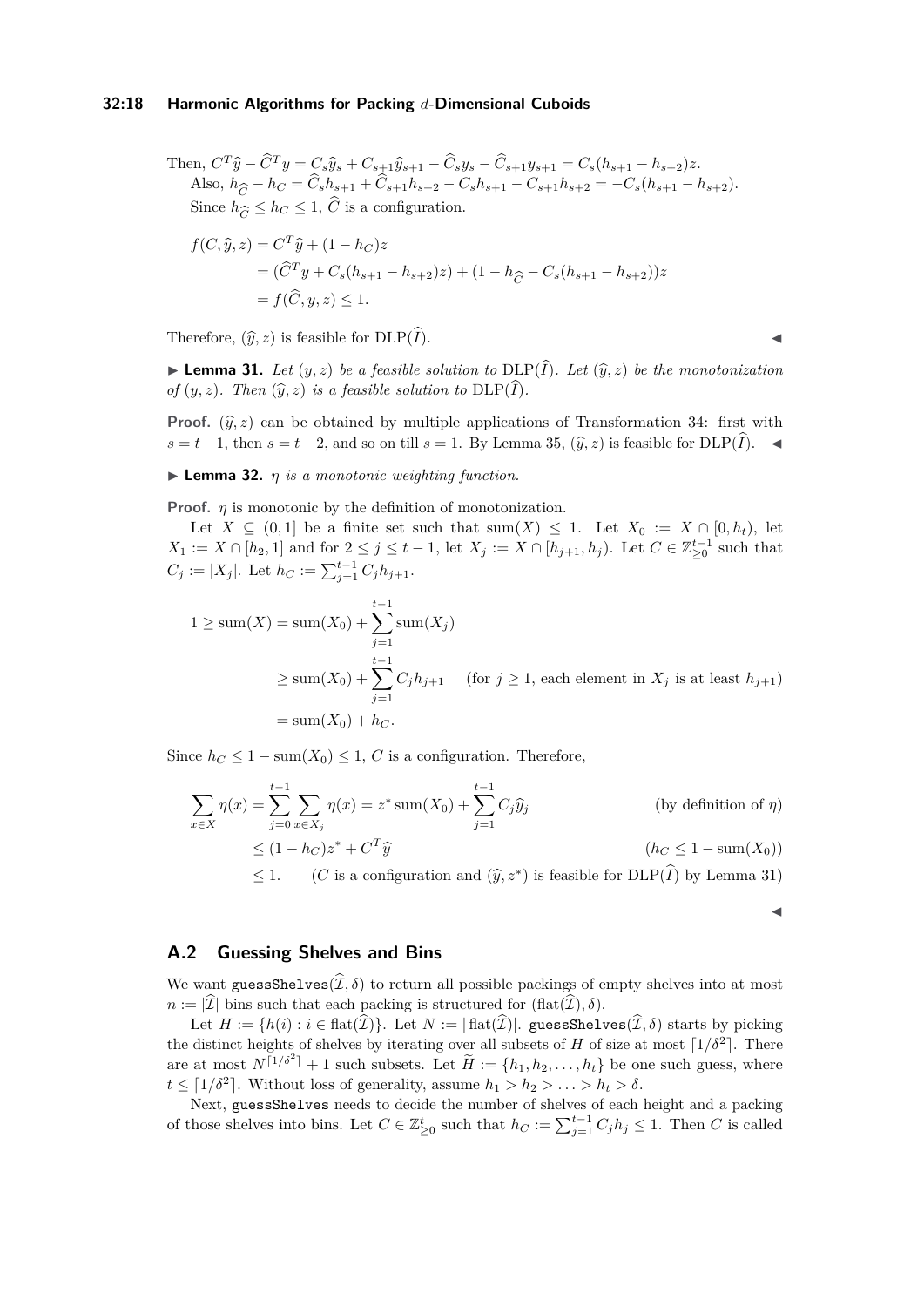Then, $C^T\widehat{y} - \widehat{C}^T y = C_s\widehat{y}_s + C_{s+1}\widehat{y}_{s+1} - \widehat{C}_s y_s - \widehat{C}_{s+1}y_{s+1} = C_s(h_{s+1} - h_{s+2})z$.

Also, $h_{\widehat{C}} - h_C = \widehat{C}_s h_{s+1} + \widehat{C}_{s+1}h_{s+2} - C_s h_{s+1} - C_{s+1}h_{s+2} = -C_s(h_{s+1} - h_{s+2})$.

Since $h_{\widehat{C}} \le h_C \le 1$, $\widehat{C}$ is a configuration.

$$\begin{aligned}
f(C, \widehat{y}, z) &= C^T\widehat{y} + (1 - h_C)z \\
&= (\widehat{C}^T y + C_s(h_{s+1} - h_{s+2})z) + (1 - h_{\widehat{C}} - C_s(h_{s+1} - h_{s+2}))z \\
&= f(\widehat{C}, y, z) \le 1.
\end{aligned}$$

Therefore, $(\widehat{y}, z)$ is feasible for $\mathrm{DLP}(\widehat{I})$. ◀

▶ **Lemma 31.** *Let $(y, z)$ be a feasible solution to $\mathrm{DLP}(\widehat{I})$. Let $(\widehat{y}, z)$ be the monotonization of $(y, z)$. Then $(\widehat{y}, z)$ is a feasible solution to $\mathrm{DLP}(\widehat{I})$.*

**Proof.** $(\widehat{y}, z)$ can be obtained by multiple applications of Transformation 34: first with $s = t - 1$, then $s = t - 2$, and so on till $s = 1$. By Lemma 35, $(\widehat{y}, z)$ is feasible for $\mathrm{DLP}(\widehat{I})$. ◀

▶ **Lemma 32.** *$\eta$ is a monotonic weighting function.*

**Proof.** $\eta$ is monotonic by the definition of monotonization.

Let $X \subseteq (0, 1]$ be a finite set such that $\mathrm{sum}(X) \le 1$. Let $X_0 := X \cap [0, h_t)$, let $X_1 := X \cap [h_2, 1]$ and for $2 \le j \le t - 1$, let $X_j := X \cap [h_{j+1}, h_j)$. Let $C \in \mathbb{Z}_{\ge 0}^{t-1}$ such that $C_j := |X_j|$. Let $h_C := \sum_{j=1}^{t-1} C_j h_{j+1}$.

$$\begin{aligned}
1 \ge \mathrm{sum}(X) &= \mathrm{sum}(X_0) + \sum_{j=1}^{t-1} \mathrm{sum}(X_j) \\
&\ge \mathrm{sum}(X_0) + \sum_{j=1}^{t-1} C_j h_{j+1} \qquad \text{(for } j \ge 1\text{, each element in } X_j \text{ is at least } h_{j+1}) \\
&= \mathrm{sum}(X_0) + h_C.
\end{aligned}$$

Since $h_C \le 1 - \mathrm{sum}(X_0) \le 1$, $C$ is a configuration. Therefore,

$$\begin{aligned}
\sum_{x \in X} \eta(x) &= \sum_{j=0}^{t-1} \sum_{x \in X_j} \eta(x) = z^* \,\mathrm{sum}(X_0) + \sum_{j=1}^{t-1} C_j \widehat{y}_j && \text{(by definition of } \eta) \\
&\le (1 - h_C)z^* + C^T\widehat{y} && (h_C \le 1 - \mathrm{sum}(X_0)) \\
&\le 1. \qquad (C \text{ is a configuration and } (\widehat{y}, z^*) \text{ is feasible for } \mathrm{DLP}(\widehat{I}) \text{ by Lemma 31})
\end{aligned}$$

◀

## A.2 Guessing Shelves and Bins

We want `guessShelves`$(\widehat{\mathcal{I}}, \delta)$ to return all possible packings of empty shelves into at most $n := |\widehat{\mathcal{I}}|$ bins such that each packing is structured for $(\mathrm{flat}(\widehat{\mathcal{I}}), \delta)$.

Let $H := \{h(i) : i \in \mathrm{flat}(\widehat{\mathcal{I}})\}$. Let $N := |\,\mathrm{flat}(\widehat{\mathcal{I}})|$. `guessShelves`$(\widehat{\mathcal{I}}, \delta)$ starts by picking the distinct heights of shelves by iterating over all subsets of $H$ of size at most $\lceil 1/\delta^2 \rceil$. There are at most $N^{\lceil 1/\delta^2 \rceil} + 1$ such subsets. Let $\widetilde{H} := \{h_1, h_2, \ldots, h_t\}$ be one such guess, where $t \le \lceil 1/\delta^2 \rceil$. Without loss of generality, assume $h_1 > h_2 > \ldots > h_t > \delta$.

Next, `guessShelves` needs to decide the number of shelves of each height and a packing of those shelves into bins. Let $C \in \mathbb{Z}_{\ge 0}^{t}$ such that $h_C := \sum_{j=1}^{t-1} C_j h_j \le 1$. Then $C$ is called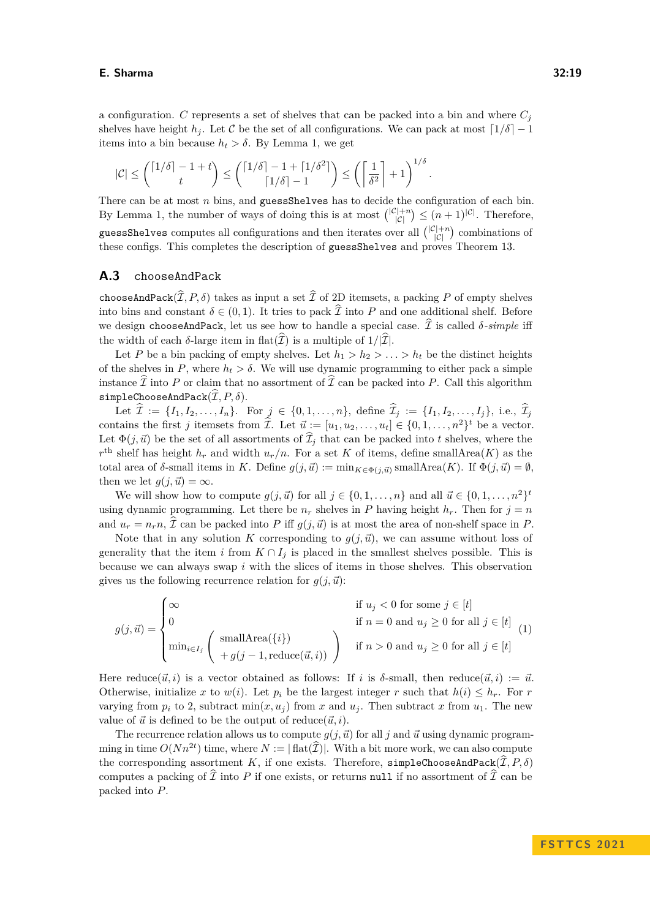a configuration. $C$ represents a set of shelves that can be packed into a bin and where $C_j$ shelves have height $h_j$. Let $\mathcal{C}$ be the set of all configurations. We can pack at most $\lceil 1/\delta \rceil - 1$ items into a bin because $h_t > \delta$. By Lemma 1, we get

$$|\mathcal{C}| \le \binom{\lceil 1/\delta \rceil - 1 + t}{t} \le \binom{\lceil 1/\delta \rceil - 1 + \lceil 1/\delta^2 \rceil}{\lceil 1/\delta \rceil - 1} \le \left( \left\lceil \frac{1}{\delta^2} \right\rceil + 1 \right)^{1/\delta}.$$

There can be at most $n$ bins, and `guessShelves` has to decide the configuration of each bin. By Lemma 1, the number of ways of doing this is at most $\binom{|\mathcal{C}|+n}{|\mathcal{C}|} \le (n+1)^{|\mathcal{C}|}$. Therefore, `guessShelves` computes all configurations and then iterates over all $\binom{|\mathcal{C}|+n}{|\mathcal{C}|}$ combinations of these configs. This completes the description of `guessShelves` and proves Theorem 13.

## A.3 `chooseAndPack`

`chooseAndPack`$(\widehat{\mathcal{I}}, P, \delta)$ takes as input a set $\widehat{\mathcal{I}}$ of 2D itemsets, a packing $P$ of empty shelves into bins and constant $\delta \in (0, 1)$. It tries to pack $\widehat{\mathcal{I}}$ into $P$ and one additional shelf. Before we design `chooseAndPack`, let us see how to handle a special case. $\widehat{\mathcal{I}}$ is called *$\delta$-simple* iff the width of each $\delta$-large item in $\operatorname{flat}(\widehat{\mathcal{I}})$ is a multiple of $1/|\widehat{\mathcal{I}}|$.

Let $P$ be a bin packing of empty shelves. Let $h_1 > h_2 > \ldots > h_t$ be the distinct heights of the shelves in $P$, where $h_t > \delta$. We will use dynamic programming to either pack a simple instance $\widehat{\mathcal{I}}$ into $P$ or claim that no assortment of $\widehat{\mathcal{I}}$ can be packed into $P$. Call this algorithm `simpleChooseAndPack`$(\widehat{\mathcal{I}}, P, \delta)$.

Let $\widehat{\mathcal{I}} := \{I_1, I_2, \ldots, I_n\}$. For $j \in \{0, 1, \ldots, n\}$, define $\widehat{\mathcal{I}}_j := \{I_1, I_2, \ldots, I_j\}$, i.e., $\widehat{\mathcal{I}}_j$ contains the first $j$ itemsets from $\widehat{\mathcal{I}}$. Let $\vec{u} := [u_1, u_2, \ldots, u_t] \in \{0, 1, \ldots, n^2\}^t$ be a vector. Let $\Phi(j, \vec{u})$ be the set of all assortments of $\widehat{\mathcal{I}}_j$ that can be packed into $t$ shelves, where the $r^{\text{th}}$ shelf has height $h_r$ and width $u_r/n$. For a set $K$ of items, define $\operatorname{smallArea}(K)$ as the total area of $\delta$-small items in $K$. Define $g(j, \vec{u}) := \min_{K \in \Phi(j, \vec{u})} \operatorname{smallArea}(K)$. If $\Phi(j, \vec{u}) = \emptyset$, then we let $g(j, \vec{u}) = \infty$.

We will show how to compute $g(j, \vec{u})$ for all $j \in \{0, 1, \ldots, n\}$ and all $\vec{u} \in \{0, 1, \ldots, n^2\}^t$ using dynamic programming. Let there be $n_r$ shelves in $P$ having height $h_r$. Then for $j = n$ and $u_r = n_r n$, $\widehat{\mathcal{I}}$ can be packed into $P$ iff $g(j, \vec{u})$ is at most the area of non-shelf space in $P$.

Note that in any solution $K$ corresponding to $g(j, \vec{u})$, we can assume without loss of generality that the item $i$ from $K \cap I_j$ is placed in the smallest shelves possible. This is because we can always swap $i$ with the slices of items in those shelves. This observation gives us the following recurrence relation for $g(j, \vec{u})$:

$$g(j, \vec{u}) = \begin{cases} \infty & \text{if } u_j < 0 \text{ for some } j \in [t] \\ 0 & \text{if } n = 0 \text{ and } u_j \ge 0 \text{ for all } j \in [t] \\ \min_{i \in I_j} \begin{pmatrix} \operatorname{smallArea}(\{i\}) \\ + g(j-1, \operatorname{reduce}(\vec{u}, i)) \end{pmatrix} & \text{if } n > 0 \text{ and } u_j \ge 0 \text{ for all } j \in [t] \end{cases} \tag{1}$$

Here $\operatorname{reduce}(\vec{u}, i)$ is a vector obtained as follows: If $i$ is $\delta$-small, then $\operatorname{reduce}(\vec{u}, i) := \vec{u}$. Otherwise, initialize $x$ to $w(i)$. Let $p_i$ be the largest integer $r$ such that $h(i) \le h_r$. For $r$ varying from $p_i$ to 2, subtract $\min(x, u_j)$ from $x$ and $u_j$. Then subtract $x$ from $u_1$. The new value of $\vec{u}$ is defined to be the output of $\operatorname{reduce}(\vec{u}, i)$.

The recurrence relation allows us to compute $g(j, \vec{u})$ for all $j$ and $\vec{u}$ using dynamic programming in time $O(Nn^{2t})$ time, where $N := |\operatorname{flat}(\widehat{\mathcal{I}})|$. With a bit more work, we can also compute the corresponding assortment $K$, if one exists. Therefore, `simpleChooseAndPack`$(\widehat{\mathcal{I}}, P, \delta)$ computes a packing of $\widehat{\mathcal{I}}$ into $P$ if one exists, or returns `null` if no assortment of $\widehat{\mathcal{I}}$ can be packed into $P$.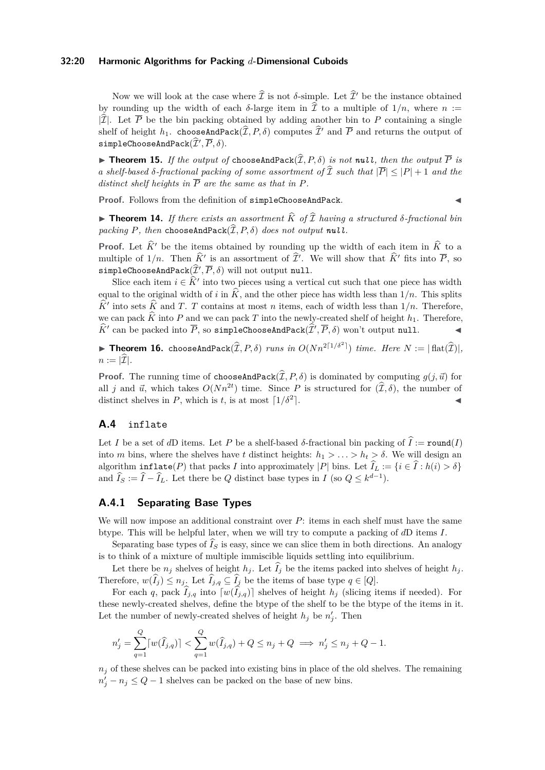Now we will look at the case where $\widehat{\mathcal{I}}$ is not $\delta$-simple. Let $\widehat{\mathcal{I}}'$ be the instance obtained by rounding up the width of each $\delta$-large item in $\widehat{\mathcal{I}}$ to a multiple of $1/n$, where $n := |\widehat{\mathcal{I}}|$. Let $\overline{P}$ be the bin packing obtained by adding another bin to $P$ containing a single shelf of height $h_1$. `chooseAndPack`$(\widehat{\mathcal{I}}, P, \delta)$ computes $\widehat{\mathcal{I}}'$ and $\overline{P}$ and returns the output of `simpleChooseAndPack`$(\widehat{\mathcal{I}}', \overline{P}, \delta)$.

▶ **Theorem 15.** *If the output of* `chooseAndPack`$(\widehat{\mathcal{I}}, P, \delta)$ *is not* ***null****, then the output* $\overline{P}$ *is a shelf-based* $\delta$*-fractional packing of some assortment of* $\widehat{\mathcal{I}}$ *such that* $|\overline{P}| \le |P| + 1$ *and the distinct shelf heights in* $\overline{P}$ *are the same as that in* $P$*.*

**Proof.** Follows from the definition of `simpleChooseAndPack`. ◀

▶ **Theorem 14.** *If there exists an assortment* $\widehat{K}$ *of* $\widehat{\mathcal{I}}$ *having a structured* $\delta$*-fractional bin packing* $P$*, then* `chooseAndPack`$(\widehat{\mathcal{I}}, P, \delta)$ *does not output* ***null****.*

**Proof.** Let $\widehat{K}'$ be the items obtained by rounding up the width of each item in $\widehat{K}$ to a multiple of $1/n$. Then $\widehat{K}'$ is an assortment of $\widehat{\mathcal{I}}'$. We will show that $\widehat{K}'$ fits into $\overline{P}$, so `simpleChooseAndPack`$(\widehat{\mathcal{I}}', \overline{P}, \delta)$ will not output `null`.

Slice each item $i \in \widehat{K}'$ into two pieces using a vertical cut such that one piece has width equal to the original width of $i$ in $\widehat{K}$, and the other piece has width less than $1/n$. This splits $\widehat{K}'$ into sets $\widehat{K}$ and $T$. $T$ contains at most $n$ items, each of width less than $1/n$. Therefore, we can pack $\widehat{K}$ into $P$ and we can pack $T$ into the newly-created shelf of height $h_1$. Therefore, $\widehat{K}'$ can be packed into $\overline{P}$, so `simpleChooseAndPack`$(\widehat{\mathcal{I}}', \overline{P}, \delta)$ won't output `null`. ◀

▶ **Theorem 16.** `chooseAndPack`$(\widehat{\mathcal{I}}, P, \delta)$ *runs in* $O(Nn^{2\lceil 1/\delta^2 \rceil})$ *time. Here* $N := |\operatorname{flat}(\widehat{\mathcal{I}})|$*,* $n := |\widehat{\mathcal{I}}|$*.*

**Proof.** The running time of `chooseAndPack`$(\widehat{\mathcal{I}}, P, \delta)$ is dominated by computing $g(j, \vec{u})$ for all $j$ and $\vec{u}$, which takes $O(Nn^{2t})$ time. Since $P$ is structured for $(\widehat{\mathcal{I}}, \delta)$, the number of distinct shelves in $P$, which is $t$, is at most $\lceil 1/\delta^2 \rceil$. ◀

## A.4 `inflate`

Let $I$ be a set of $d$D items. Let $P$ be a shelf-based $\delta$-fractional bin packing of $\widehat{I} := \texttt{round}(I)$ into $m$ bins, where the shelves have $t$ distinct heights: $h_1 > \ldots > h_t > \delta$. We will design an algorithm `inflate`$(P)$ that packs $I$ into approximately $|P|$ bins. Let $\widehat{I}_L := \{i \in \widehat{I} : h(i) > \delta\}$ and $\widehat{I}_S := \widehat{I} - \widehat{I}_L$. Let there be $Q$ distinct base types in $I$ (so $Q \le k^{d-1}$).

### A.4.1 Separating Base Types

We will now impose an additional constraint over $P$: items in each shelf must have the same btype. This will be helpful later, when we will try to compute a packing of $d$D items $I$.

Separating base types of $\widehat{I}_S$ is easy, since we can slice them in both directions. An analogy is to think of a mixture of multiple immiscible liquids settling into equilibrium.

Let there be $n_j$ shelves of height $h_j$. Let $\widehat{I}_j$ be the items packed into shelves of height $h_j$. Therefore, $w(\widehat{I}_j) \le n_j$. Let $\widehat{I}_{j,q} \subseteq \widehat{I}_j$ be the items of base type $q \in [Q]$.

For each $q$, pack $\widehat{I}_{j,q}$ into $\lceil w(\widehat{I}_{j,q}) \rceil$ shelves of height $h_j$ (slicing items if needed). For these newly-created shelves, define the btype of the shelf to be the btype of the items in it. Let the number of newly-created shelves of height $h_j$ be $n'_j$. Then

$$n'_j = \sum_{q=1}^{Q} \lceil w(\widehat{I}_{j,q}) \rceil < \sum_{q=1}^{Q} w(\widehat{I}_{j,q}) + Q \le n_j + Q \implies n'_j \le n_j + Q - 1.$$

$n_j$ of these shelves can be packed into existing bins in place of the old shelves. The remaining $n'_j - n_j \le Q - 1$ shelves can be packed on the base of new bins.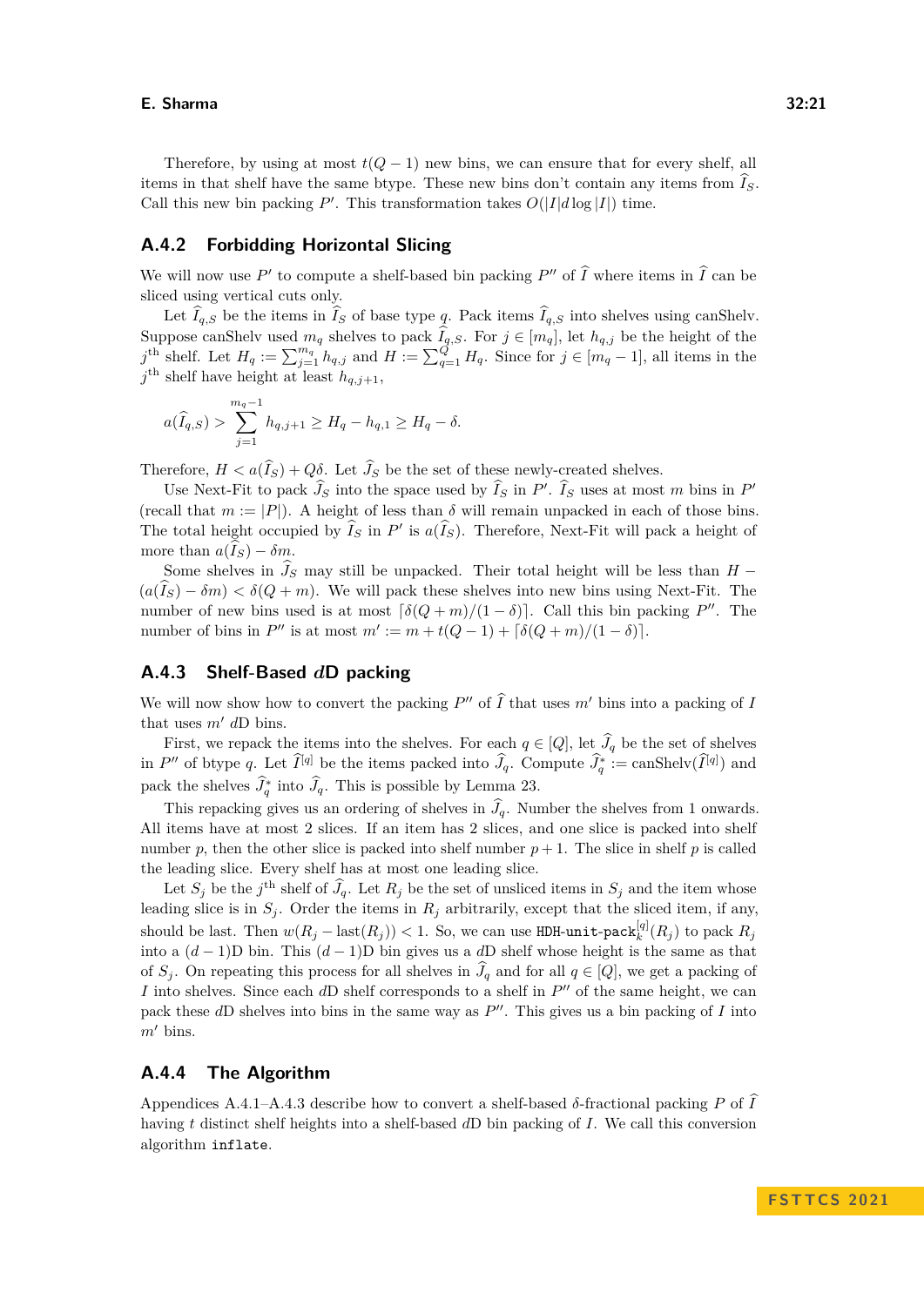Therefore, by using at most $t(Q-1)$ new bins, we can ensure that for every shelf, all items in that shelf have the same btype. These new bins don't contain any items from $\widehat{I}_S$. Call this new bin packing $P'$. This transformation takes $O(|I|d\log|I|)$ time.

### A.4.2 Forbidding Horizontal Slicing

We will now use $P'$ to compute a shelf-based bin packing $P''$ of $\widehat{I}$ where items in $\widehat{I}$ can be sliced using vertical cuts only.

Let $\widehat{I}_{q,S}$ be the items in $\widehat{I}_S$ of base type $q$. Pack items $\widehat{I}_{q,S}$ into shelves using canShelv. Suppose canShelv used $m_q$ shelves to pack $\widehat{I}_{q,S}$. For $j \in [m_q]$, let $h_{q,j}$ be the height of the $j^{\text{th}}$ shelf. Let $H_q := \sum_{j=1}^{m_q} h_{q,j}$ and $H := \sum_{q=1}^{Q} H_q$. Since for $j \in [m_q - 1]$, all items in the $j^{\text{th}}$ shelf have height at least $h_{q,j+1}$,

$$a(\widehat{I}_{q,S}) > \sum_{j=1}^{m_q-1} h_{q,j+1} \geq H_q - h_{q,1} \geq H_q - \delta.$$

Therefore, $H < a(\widehat{I}_S) + Q\delta$. Let $\widehat{J}_S$ be the set of these newly-created shelves.

Use Next-Fit to pack $\widehat{J}_S$ into the space used by $\widehat{I}_S$ in $P'$. $\widehat{I}_S$ uses at most $m$ bins in $P'$ (recall that $m := |P|$). A height of less than $\delta$ will remain unpacked in each of those bins. The total height occupied by $\widehat{I}_S$ in $P'$ is $a(\widehat{I}_S)$. Therefore, Next-Fit will pack a height of more than $a(\widehat{I}_S) - \delta m$.

Some shelves in $\widehat{J}_S$ may still be unpacked. Their total height will be less than $H - (a(\widehat{I}_S) - \delta m) < \delta(Q + m)$. We will pack these shelves into new bins using Next-Fit. The number of new bins used is at most $\lceil \delta(Q+m)/(1-\delta) \rceil$. Call this bin packing $P''$. The number of bins in $P''$ is at most $m' := m + t(Q-1) + \lceil \delta(Q+m)/(1-\delta) \rceil$.

### A.4.3 Shelf-Based $d$D packing

We will now show how to convert the packing $P''$ of $\widehat{I}$ that uses $m'$ bins into a packing of $I$ that uses $m'$ $d$D bins.

First, we repack the items into the shelves. For each $q \in [Q]$, let $\widehat{J}_q$ be the set of shelves in $P''$ of btype $q$. Let $\widehat{I}^{[q]}$ be the items packed into $\widehat{J}_q$. Compute $\widehat{J}_q^* := \text{canShelv}(\widehat{I}^{[q]})$ and pack the shelves $\widehat{J}_q^*$ into $\widehat{J}_q$. This is possible by Lemma 23.

This repacking gives us an ordering of shelves in $\widehat{J}_q$. Number the shelves from 1 onwards. All items have at most 2 slices. If an item has 2 slices, and one slice is packed into shelf number $p$, then the other slice is packed into shelf number $p+1$. The slice in shelf $p$ is called the leading slice. Every shelf has at most one leading slice.

Let $S_j$ be the $j^{\text{th}}$ shelf of $\widehat{J}_q$. Let $R_j$ be the set of unsliced items in $S_j$ and the item whose leading slice is in $S_j$. Order the items in $R_j$ arbitrarily, except that the sliced item, if any, should be last. Then $w(R_j - \text{last}(R_j)) < 1$. So, we can use $\texttt{HDH-unit-pack}_k^{[q]}(R_j)$ to pack $R_j$ into a $(d-1)$D bin. This $(d-1)$D bin gives us a $d$D shelf whose height is the same as that of $S_j$. On repeating this process for all shelves in $\widehat{J}_q$ and for all $q \in [Q]$, we get a packing of $I$ into shelves. Since each $d$D shelf corresponds to a shelf in $P''$ of the same height, we can pack these $d$D shelves into bins in the same way as $P''$. This gives us a bin packing of $I$ into $m'$ bins.

### A.4.4 The Algorithm

Appendices A.4.1–A.4.3 describe how to convert a shelf-based $\delta$-fractional packing $P$ of $\widehat{I}$ having $t$ distinct shelf heights into a shelf-based $d$D bin packing of $I$. We call this conversion algorithm `inflate`.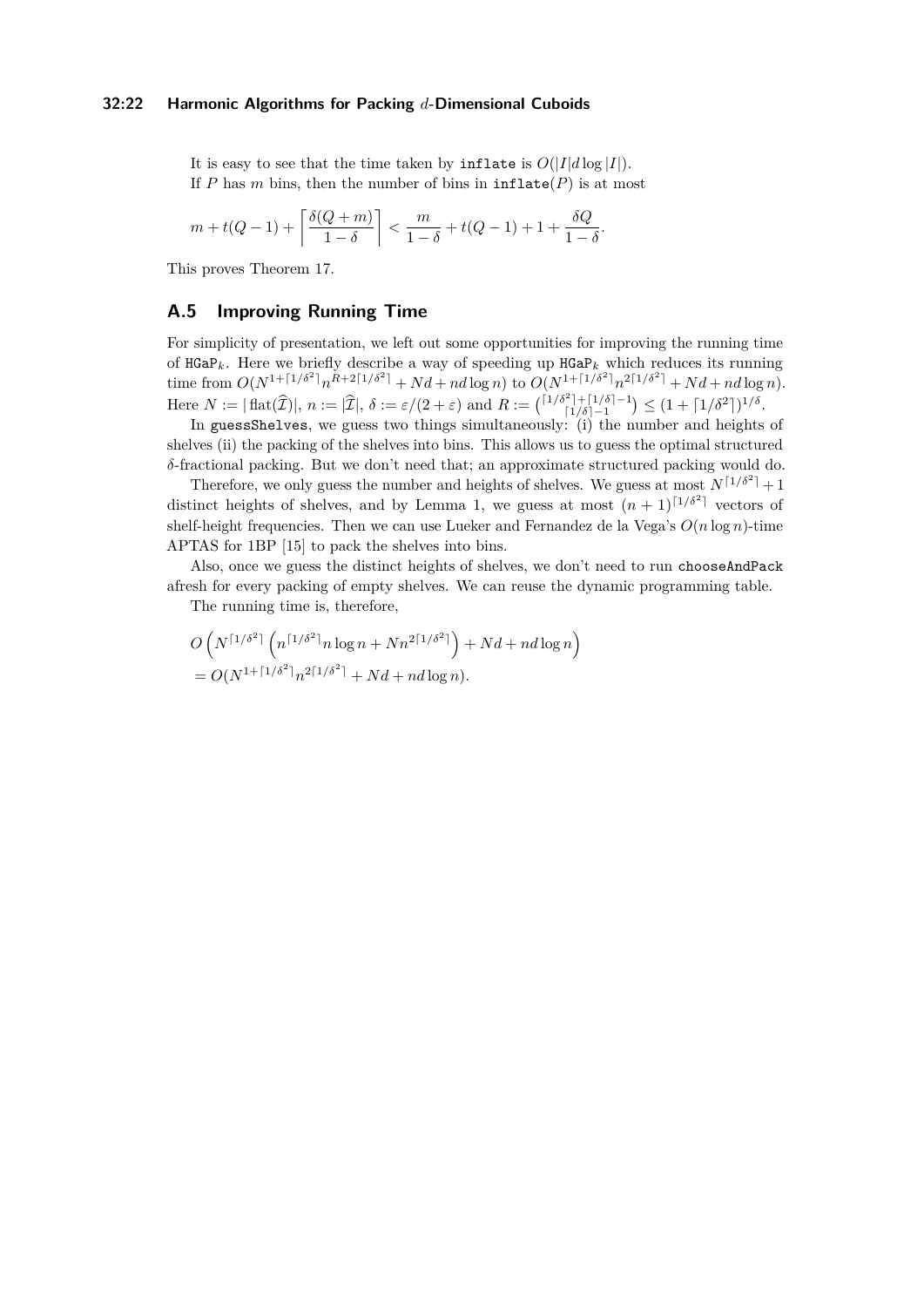It is easy to see that the time taken by `inflate` is $O(|I|d \log |I|)$.

If $P$ has $m$ bins, then the number of bins in $\texttt{inflate}(P)$ is at most

$$m + t(Q-1) + \left\lceil \frac{\delta(Q+m)}{1-\delta} \right\rceil < \frac{m}{1-\delta} + t(Q-1) + 1 + \frac{\delta Q}{1-\delta}.$$

This proves Theorem 17.

## A.5 Improving Running Time

For simplicity of presentation, we left out some opportunities for improving the running time of $\texttt{HGaP}_k$. Here we briefly describe a way of speeding up $\texttt{HGaP}_k$ which reduces its running time from $O(N^{1+\lceil 1/\delta^2 \rceil} n^{R+2\lceil 1/\delta^2 \rceil} + Nd + nd \log n)$ to $O(N^{1+\lceil 1/\delta^2 \rceil} n^{2\lceil 1/\delta^2 \rceil} + Nd + nd \log n)$. Here $N := |\operatorname{flat}(\widehat{\mathcal{I}})|$, $n := |\widehat{\mathcal{I}}|$, $\delta := \varepsilon/(2+\varepsilon)$ and $R := \binom{\lceil 1/\delta^2 \rceil + \lceil 1/\delta \rceil - 1}{\lceil 1/\delta \rceil - 1} \le (1 + \lceil 1/\delta^2 \rceil)^{1/\delta}$.

In `guessShelves`, we guess two things simultaneously: (i) the number and heights of shelves (ii) the packing of the shelves into bins. This allows us to guess the optimal structured $\delta$-fractional packing. But we don't need that; an approximate structured packing would do.

Therefore, we only guess the number and heights of shelves. We guess at most $N^{\lceil 1/\delta^2 \rceil} + 1$ distinct heights of shelves, and by Lemma 1, we guess at most $(n+1)^{\lceil 1/\delta^2 \rceil}$ vectors of shelf-height frequencies. Then we can use Lueker and Fernandez de la Vega's $O(n \log n)$-time APTAS for 1BP [15] to pack the shelves into bins.

Also, once we guess the distinct heights of shelves, we don't need to run `chooseAndPack` afresh for every packing of empty shelves. We can reuse the dynamic programming table.

The running time is, therefore,

$$O\left(N^{\lceil 1/\delta^2 \rceil}\left(n^{\lceil 1/\delta^2 \rceil} n \log n + N n^{2\lceil 1/\delta^2 \rceil}\right) + Nd + nd \log n\right)$$
$$= O(N^{1+\lceil 1/\delta^2 \rceil} n^{2\lceil 1/\delta^2 \rceil} + Nd + nd \log n).$$